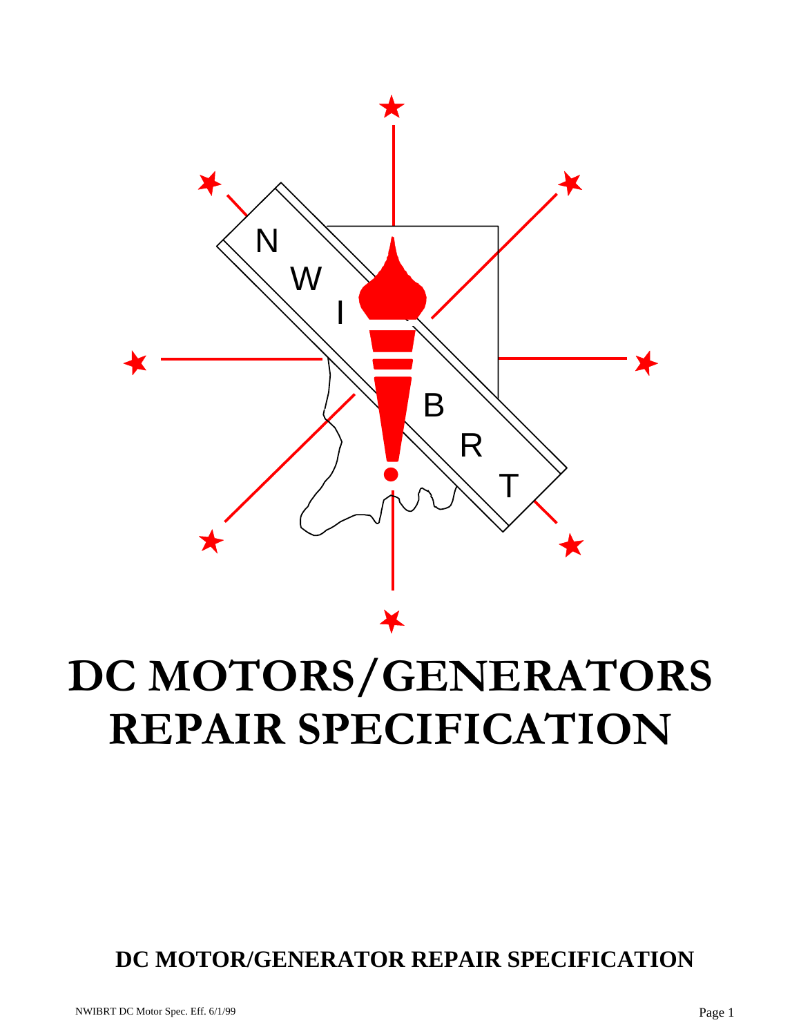# DC MOTORS/GENERATORS REPAIR SPECIFICATION

**DC MOTOR/GENERATOR REPAIR SPECIFICATION**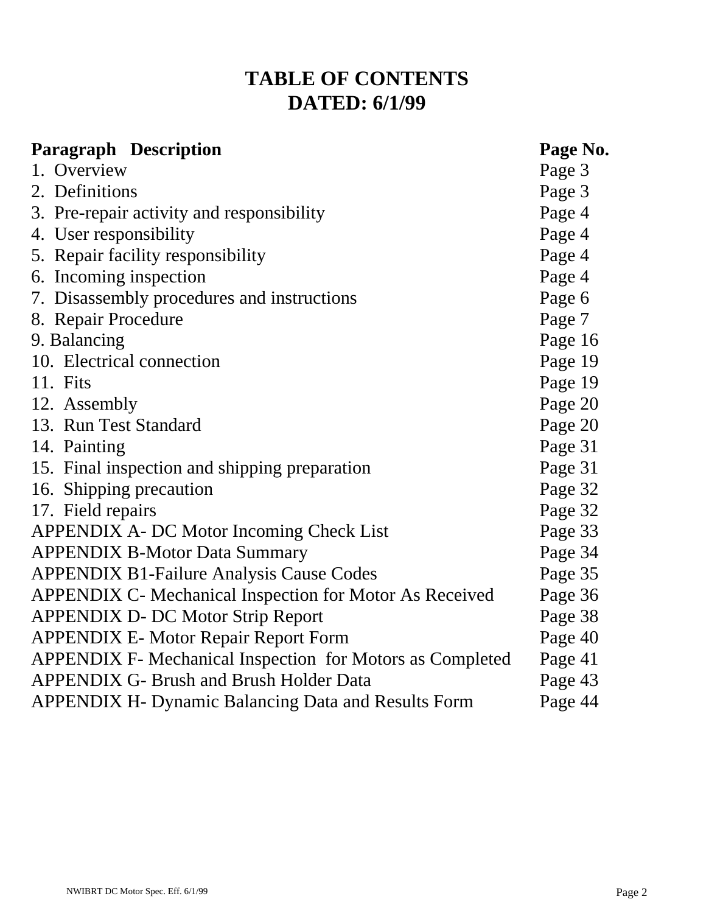# TABLE OF CONTENTS
# DATED: 6/1/99

| Paragraph Description | Page No. |
|---|---|
| 1. Overview | Page 3 |
| 2. Definitions | Page 3 |
| 3. Pre-repair activity and responsibility | Page 4 |
| 4. User responsibility | Page 4 |
| 5. Repair facility responsibility | Page 4 |
| 6. Incoming inspection | Page 4 |
| 7. Disassembly procedures and instructions | Page 6 |
| 8. Repair Procedure | Page 7 |
| 9. Balancing | Page 16 |
| 10. Electrical connection | Page 19 |
| 11. Fits | Page 19 |
| 12. Assembly | Page 20 |
| 13. Run Test Standard | Page 20 |
| 14. Painting | Page 31 |
| 15. Final inspection and shipping preparation | Page 31 |
| 16. Shipping precaution | Page 32 |
| 17. Field repairs | Page 32 |
| APPENDIX A- DC Motor Incoming Check List | Page 33 |
| APPENDIX B-Motor Data Summary | Page 34 |
| APPENDIX B1-Failure Analysis Cause Codes | Page 35 |
| APPENDIX C- Mechanical Inspection for Motor As Received | Page 36 |
| APPENDIX D- DC Motor Strip Report | Page 38 |
| APPENDIX E- Motor Repair Report Form | Page 40 |
| APPENDIX F- Mechanical Inspection for Motors as Completed | Page 41 |
| APPENDIX G- Brush and Brush Holder Data | Page 43 |
| APPENDIX H- Dynamic Balancing Data and Results Form | Page 44 |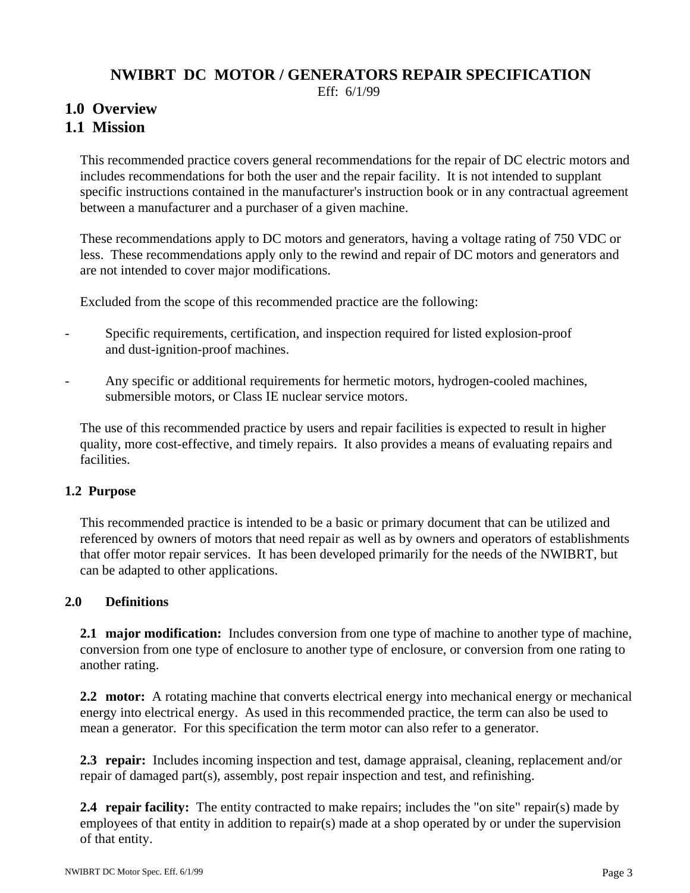# NWIBRT DC MOTOR / GENERATORS REPAIR SPECIFICATION

Eff: 6/1/99

## 1.0 Overview

## 1.1 Mission

This recommended practice covers general recommendations for the repair of DC electric motors and includes recommendations for both the user and the repair facility. It is not intended to supplant specific instructions contained in the manufacturer's instruction book or in any contractual agreement between a manufacturer and a purchaser of a given machine.

These recommendations apply to DC motors and generators, having a voltage rating of 750 VDC or less. These recommendations apply only to the rewind and repair of DC motors and generators and are not intended to cover major modifications.

Excluded from the scope of this recommended practice are the following:

- Specific requirements, certification, and inspection required for listed explosion-proof and dust-ignition-proof machines.
- Any specific or additional requirements for hermetic motors, hydrogen-cooled machines, submersible motors, or Class IE nuclear service motors.

The use of this recommended practice by users and repair facilities is expected to result in higher quality, more cost-effective, and timely repairs. It also provides a means of evaluating repairs and facilities.

### 1.2 Purpose

This recommended practice is intended to be a basic or primary document that can be utilized and referenced by owners of motors that need repair as well as by owners and operators of establishments that offer motor repair services. It has been developed primarily for the needs of the NWIBRT, but can be adapted to other applications.

### 2.0 Definitions

**2.1 major modification:** Includes conversion from one type of machine to another type of machine, conversion from one type of enclosure to another type of enclosure, or conversion from one rating to another rating.

**2.2 motor:** A rotating machine that converts electrical energy into mechanical energy or mechanical energy into electrical energy. As used in this recommended practice, the term can also be used to mean a generator. For this specification the term motor can also refer to a generator.

**2.3 repair:** Includes incoming inspection and test, damage appraisal, cleaning, replacement and/or repair of damaged part(s), assembly, post repair inspection and test, and refinishing.

**2.4 repair facility:** The entity contracted to make repairs; includes the "on site" repair(s) made by employees of that entity in addition to repair(s) made at a shop operated by or under the supervision of that entity.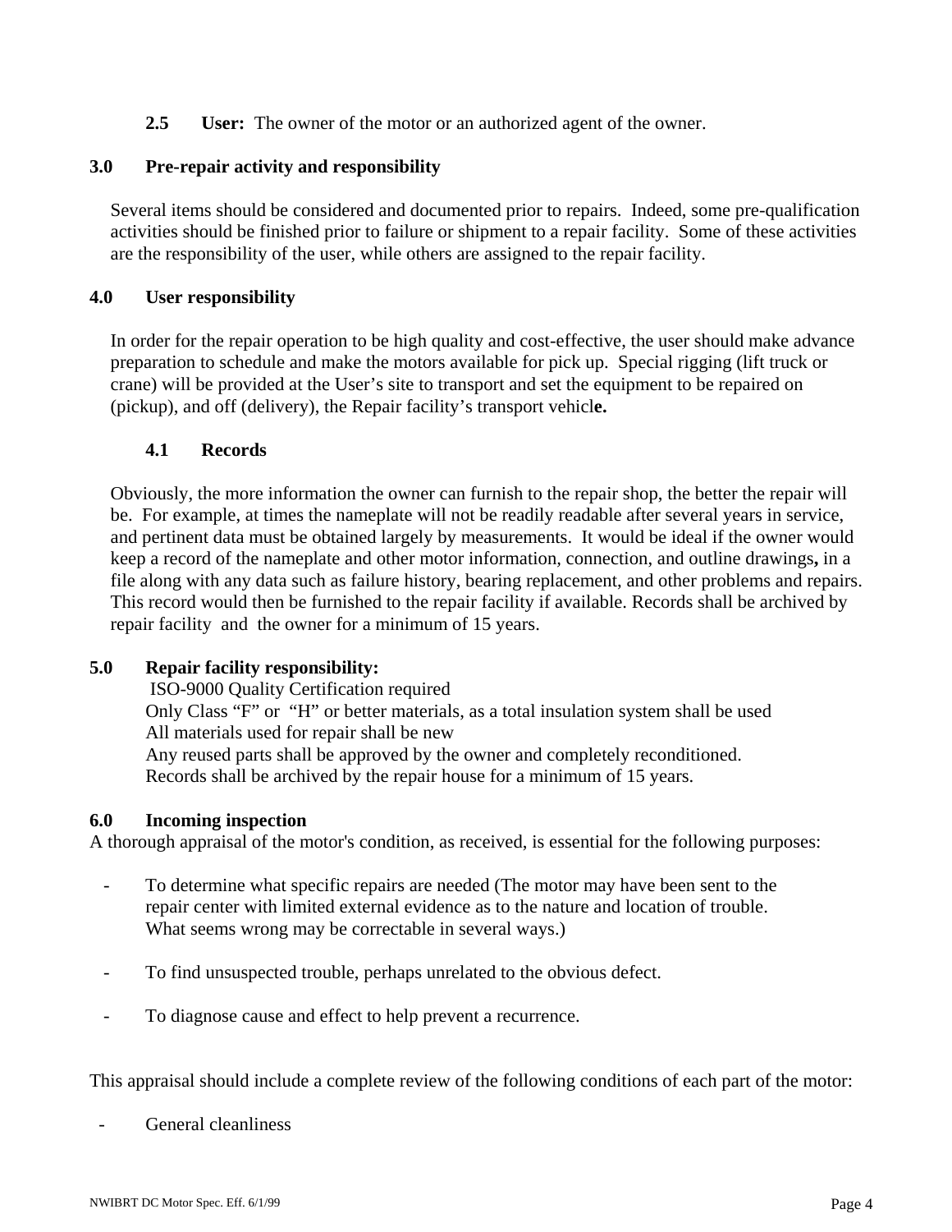**2.5 User:** The owner of the motor or an authorized agent of the owner.

## 3.0 Pre-repair activity and responsibility

Several items should be considered and documented prior to repairs. Indeed, some pre-qualification activities should be finished prior to failure or shipment to a repair facility. Some of these activities are the responsibility of the user, while others are assigned to the repair facility.

## 4.0 User responsibility

In order for the repair operation to be high quality and cost-effective, the user should make advance preparation to schedule and make the motors available for pick up. Special rigging (lift truck or crane) will be provided at the User's site to transport and set the equipment to be repaired on (pickup), and off (delivery), the Repair facility's transport vehicl**e.**

### 4.1 Records

Obviously, the more information the owner can furnish to the repair shop, the better the repair will be. For example, at times the nameplate will not be readily readable after several years in service, and pertinent data must be obtained largely by measurements. It would be ideal if the owner would keep a record of the nameplate and other motor information, connection, and outline drawings**,** in a file along with any data such as failure history, bearing replacement, and other problems and repairs. This record would then be furnished to the repair facility if available. Records shall be archived by repair facility and the owner for a minimum of 15 years.

## 5.0 Repair facility responsibility:

ISO-9000 Quality Certification required
Only Class "F" or "H" or better materials, as a total insulation system shall be used
All materials used for repair shall be new
Any reused parts shall be approved by the owner and completely reconditioned.
Records shall be archived by the repair house for a minimum of 15 years.

## 6.0 Incoming inspection

A thorough appraisal of the motor's condition, as received, is essential for the following purposes:

- To determine what specific repairs are needed (The motor may have been sent to the repair center with limited external evidence as to the nature and location of trouble. What seems wrong may be correctable in several ways.)

- To find unsuspected trouble, perhaps unrelated to the obvious defect.

- To diagnose cause and effect to help prevent a recurrence.

This appraisal should include a complete review of the following conditions of each part of the motor:

- General cleanliness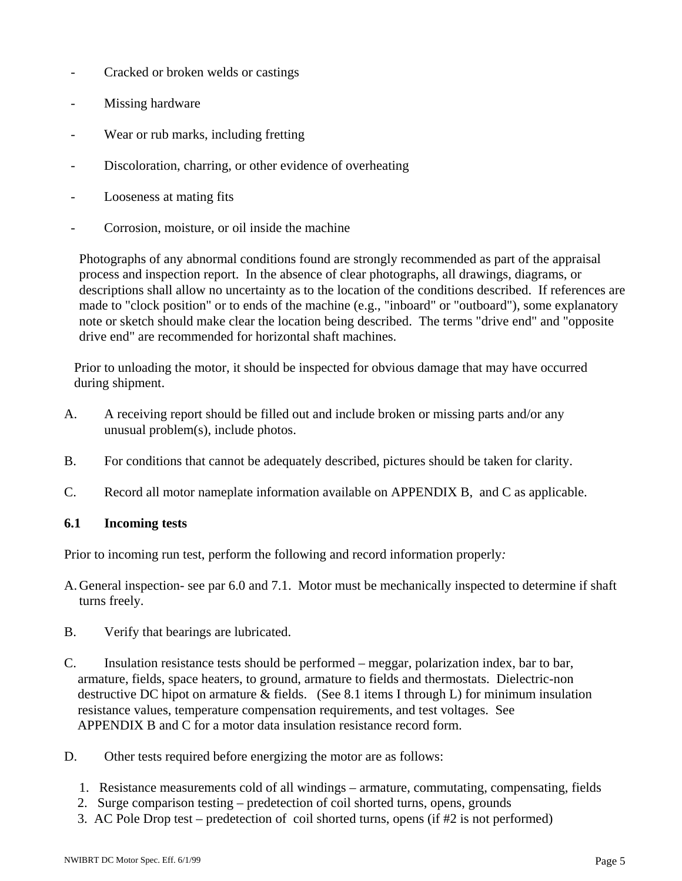- Cracked or broken welds or castings
- Missing hardware
- Wear or rub marks, including fretting
- Discoloration, charring, or other evidence of overheating
- Looseness at mating fits
- Corrosion, moisture, or oil inside the machine

Photographs of any abnormal conditions found are strongly recommended as part of the appraisal process and inspection report. In the absence of clear photographs, all drawings, diagrams, or descriptions shall allow no uncertainty as to the location of the conditions described. If references are made to "clock position" or to ends of the machine (e.g., "inboard" or "outboard"), some explanatory note or sketch should make clear the location being described. The terms "drive end" and "opposite drive end" are recommended for horizontal shaft machines.

Prior to unloading the motor, it should be inspected for obvious damage that may have occurred during shipment.

A. A receiving report should be filled out and include broken or missing parts and/or any unusual problem(s), include photos.

B. For conditions that cannot be adequately described, pictures should be taken for clarity.

C. Record all motor nameplate information available on APPENDIX B, and C as applicable.

### 6.1 Incoming tests

Prior to incoming run test, perform the following and record information properly*:*

A. General inspection- see par 6.0 and 7.1. Motor must be mechanically inspected to determine if shaft turns freely.

B. Verify that bearings are lubricated.

C. Insulation resistance tests should be performed – meggar, polarization index, bar to bar, armature, fields, space heaters, to ground, armature to fields and thermostats. Dielectric-non destructive DC hipot on armature & fields. (See 8.1 items I through L) for minimum insulation resistance values, temperature compensation requirements, and test voltages. See APPENDIX B and C for a motor data insulation resistance record form.

D. Other tests required before energizing the motor are as follows:

1. Resistance measurements cold of all windings – armature, commutating, compensating, fields
2. Surge comparison testing – predetection of coil shorted turns, opens, grounds
3. AC Pole Drop test – predetection of coil shorted turns, opens (if #2 is not performed)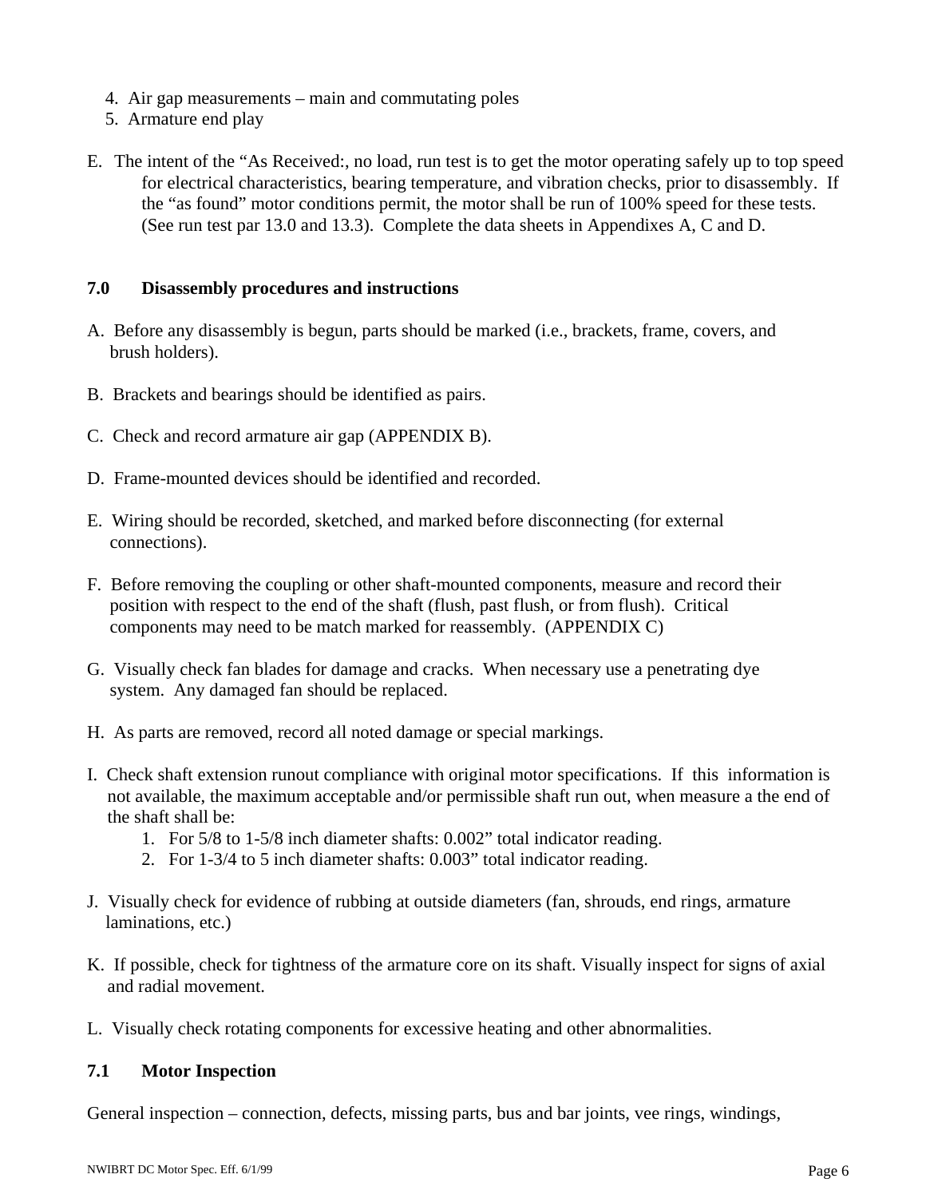4. Air gap measurements – main and commutating poles
5. Armature end play

E. The intent of the "As Received:, no load, run test is to get the motor operating safely up to top speed for electrical characteristics, bearing temperature, and vibration checks, prior to disassembly. If the "as found" motor conditions permit, the motor shall be run of 100% speed for these tests. (See run test par 13.0 and 13.3). Complete the data sheets in Appendixes A, C and D.

## 7.0 Disassembly procedures and instructions

A. Before any disassembly is begun, parts should be marked (i.e., brackets, frame, covers, and brush holders).

B. Brackets and bearings should be identified as pairs.

C. Check and record armature air gap (APPENDIX B).

D. Frame-mounted devices should be identified and recorded.

E. Wiring should be recorded, sketched, and marked before disconnecting (for external connections).

F. Before removing the coupling or other shaft-mounted components, measure and record their position with respect to the end of the shaft (flush, past flush, or from flush). Critical components may need to be match marked for reassembly. (APPENDIX C)

G. Visually check fan blades for damage and cracks. When necessary use a penetrating dye system. Any damaged fan should be replaced.

H. As parts are removed, record all noted damage or special markings.

I. Check shaft extension runout compliance with original motor specifications. If this information is not available, the maximum acceptable and/or permissible shaft run out, when measure a the end of the shaft shall be:
   1. For 5/8 to 1-5/8 inch diameter shafts: 0.002" total indicator reading.
   2. For 1-3/4 to 5 inch diameter shafts: 0.003" total indicator reading.

J. Visually check for evidence of rubbing at outside diameters (fan, shrouds, end rings, armature laminations, etc.)

K. If possible, check for tightness of the armature core on its shaft. Visually inspect for signs of axial and radial movement.

L. Visually check rotating components for excessive heating and other abnormalities.

## 7.1 Motor Inspection

General inspection – connection, defects, missing parts, bus and bar joints, vee rings, windings,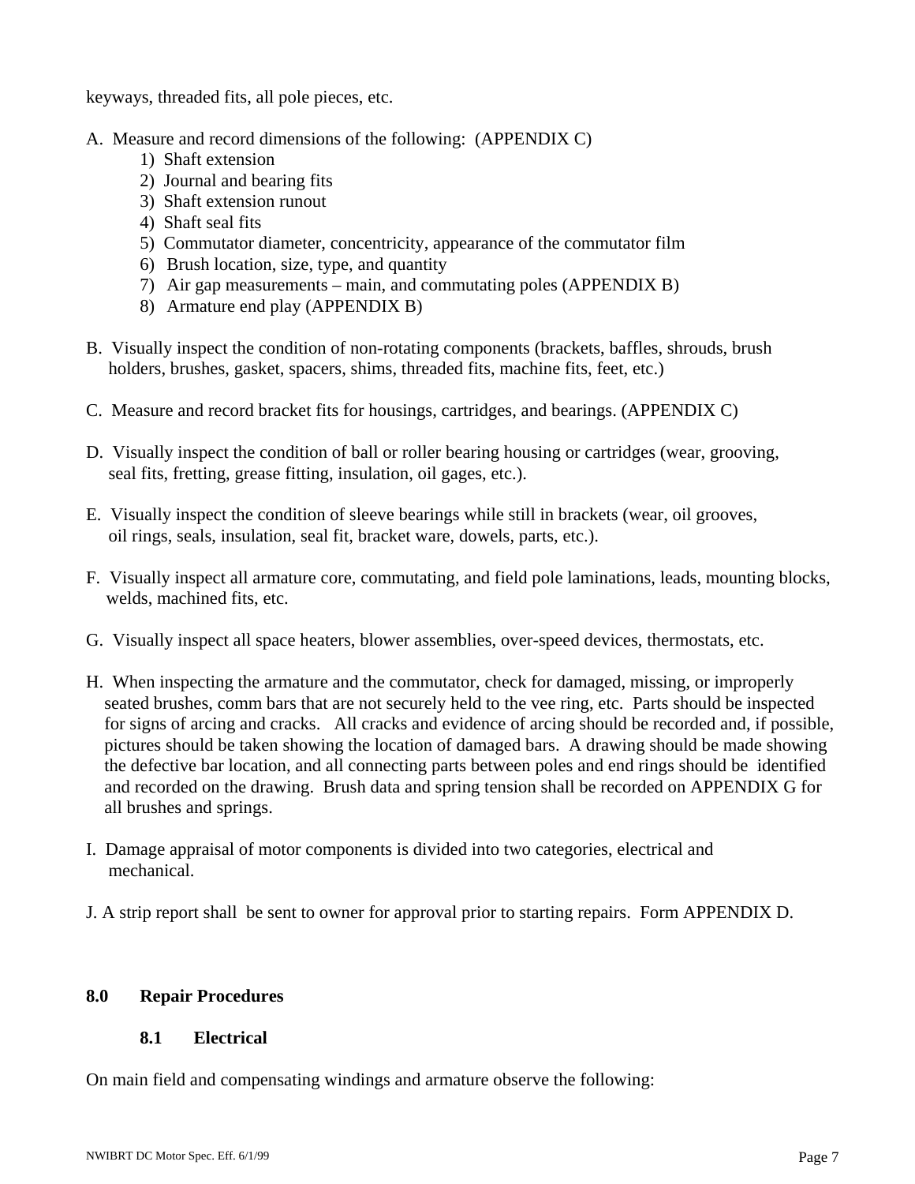keyways, threaded fits, all pole pieces, etc.

A. Measure and record dimensions of the following: (APPENDIX C)
   1) Shaft extension
   2) Journal and bearing fits
   3) Shaft extension runout
   4) Shaft seal fits
   5) Commutator diameter, concentricity, appearance of the commutator film
   6) Brush location, size, type, and quantity
   7) Air gap measurements – main, and commutating poles (APPENDIX B)
   8) Armature end play (APPENDIX B)

B. Visually inspect the condition of non-rotating components (brackets, baffles, shrouds, brush holders, brushes, gasket, spacers, shims, threaded fits, machine fits, feet, etc.)

C. Measure and record bracket fits for housings, cartridges, and bearings. (APPENDIX C)

D. Visually inspect the condition of ball or roller bearing housing or cartridges (wear, grooving, seal fits, fretting, grease fitting, insulation, oil gages, etc.).

E. Visually inspect the condition of sleeve bearings while still in brackets (wear, oil grooves, oil rings, seals, insulation, seal fit, bracket ware, dowels, parts, etc.).

F. Visually inspect all armature core, commutating, and field pole laminations, leads, mounting blocks, welds, machined fits, etc.

G. Visually inspect all space heaters, blower assemblies, over-speed devices, thermostats, etc.

H. When inspecting the armature and the commutator, check for damaged, missing, or improperly seated brushes, comm bars that are not securely held to the vee ring, etc. Parts should be inspected for signs of arcing and cracks. All cracks and evidence of arcing should be recorded and, if possible, pictures should be taken showing the location of damaged bars. A drawing should be made showing the defective bar location, and all connecting parts between poles and end rings should be identified and recorded on the drawing. Brush data and spring tension shall be recorded on APPENDIX G for all brushes and springs.

I. Damage appraisal of motor components is divided into two categories, electrical and mechanical.

J. A strip report shall be sent to owner for approval prior to starting repairs. Form APPENDIX D.

## 8.0 Repair Procedures

### 8.1 Electrical

On main field and compensating windings and armature observe the following: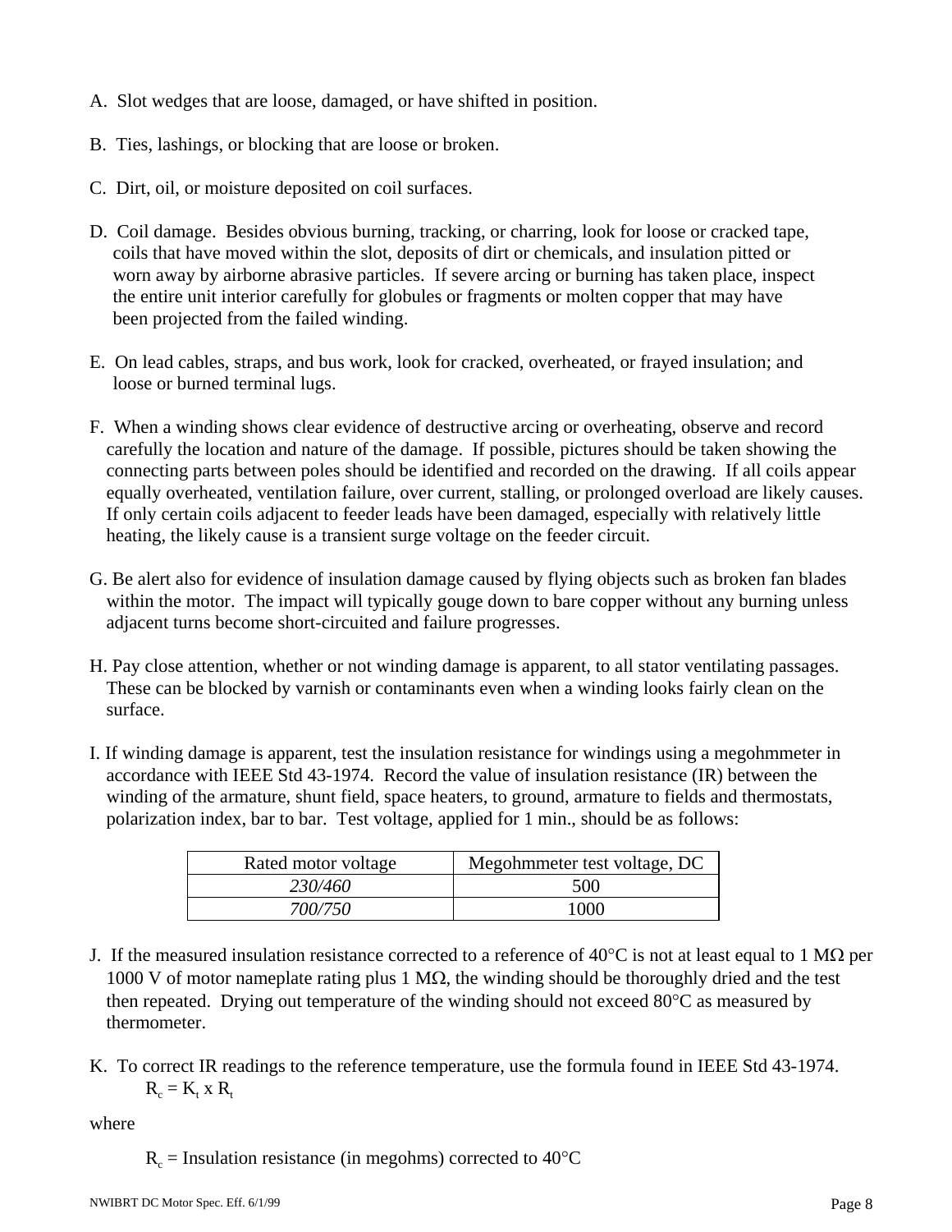A. Slot wedges that are loose, damaged, or have shifted in position.

B. Ties, lashings, or blocking that are loose or broken.

C. Dirt, oil, or moisture deposited on coil surfaces.

D. Coil damage. Besides obvious burning, tracking, or charring, look for loose or cracked tape, coils that have moved within the slot, deposits of dirt or chemicals, and insulation pitted or worn away by airborne abrasive particles. If severe arcing or burning has taken place, inspect the entire unit interior carefully for globules or fragments or molten copper that may have been projected from the failed winding.

E. On lead cables, straps, and bus work, look for cracked, overheated, or frayed insulation; and loose or burned terminal lugs.

F. When a winding shows clear evidence of destructive arcing or overheating, observe and record carefully the location and nature of the damage. If possible, pictures should be taken showing the connecting parts between poles should be identified and recorded on the drawing. If all coils appear equally overheated, ventilation failure, over current, stalling, or prolonged overload are likely causes. If only certain coils adjacent to feeder leads have been damaged, especially with relatively little heating, the likely cause is a transient surge voltage on the feeder circuit.

G. Be alert also for evidence of insulation damage caused by flying objects such as broken fan blades within the motor. The impact will typically gouge down to bare copper without any burning unless adjacent turns become short-circuited and failure progresses.

H. Pay close attention, whether or not winding damage is apparent, to all stator ventilating passages. These can be blocked by varnish or contaminants even when a winding looks fairly clean on the surface.

I. If winding damage is apparent, test the insulation resistance for windings using a megohmmeter in accordance with IEEE Std 43-1974. Record the value of insulation resistance (IR) between the winding of the armature, shunt field, space heaters, to ground, armature to fields and thermostats, polarization index, bar to bar. Test voltage, applied for 1 min., should be as follows:

| Rated motor voltage | Megohmmeter test voltage, DC |
|---|---|
| *230/460* | 500 |
| *700/750* | 1000 |

J. If the measured insulation resistance corrected to a reference of 40°C is not at least equal to 1 MΩ per 1000 V of motor nameplate rating plus 1 MΩ, the winding should be thoroughly dried and the test then repeated. Drying out temperature of the winding should not exceed 80°C as measured by thermometer.

K. To correct IR readings to the reference temperature, use the formula found in IEEE Std 43-1974.

$$R_c = K_t \times R_t$$

where

$R_c$ = Insulation resistance (in megohms) corrected to 40°C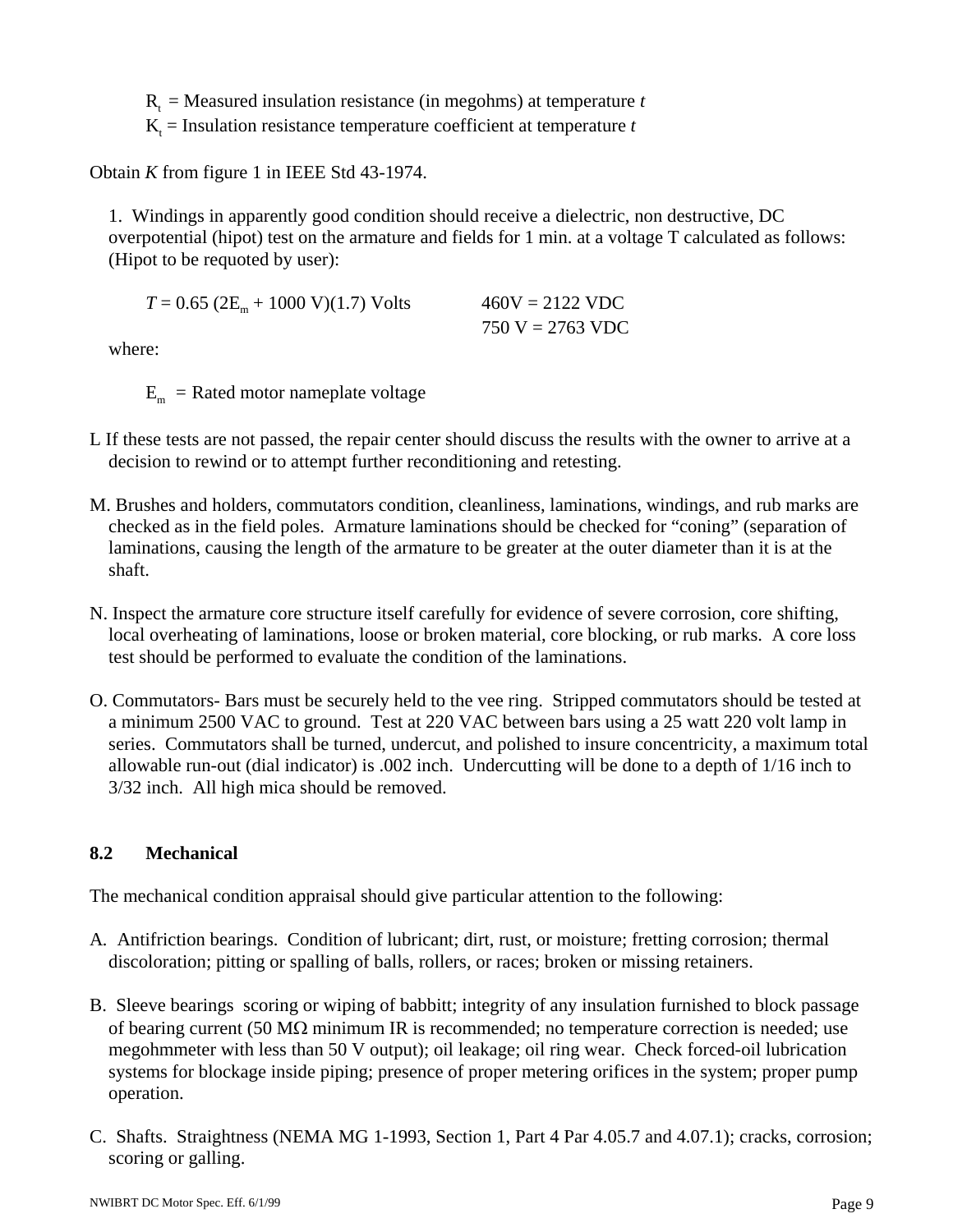$R_t$ = Measured insulation resistance (in megohms) at temperature *t*
$K_t$ = Insulation resistance temperature coefficient at temperature *t*

Obtain *K* from figure 1 in IEEE Std 43-1974.

1. Windings in apparently good condition should receive a dielectric, non destructive, DC overpotential (hipot) test on the armature and fields for 1 min. at a voltage T calculated as follows: (Hipot to be requoted by user):

$T = 0.65\,(2E_m + 1000\text{ V})(1.7)$ Volts  460V = 2122 VDC
 750 V = 2763 VDC

where:

$E_m$ = Rated motor nameplate voltage

L If these tests are not passed, the repair center should discuss the results with the owner to arrive at a decision to rewind or to attempt further reconditioning and retesting.

M. Brushes and holders, commutators condition, cleanliness, laminations, windings, and rub marks are checked as in the field poles. Armature laminations should be checked for "coning" (separation of laminations, causing the length of the armature to be greater at the outer diameter than it is at the shaft.

N. Inspect the armature core structure itself carefully for evidence of severe corrosion, core shifting, local overheating of laminations, loose or broken material, core blocking, or rub marks. A core loss test should be performed to evaluate the condition of the laminations.

O. Commutators- Bars must be securely held to the vee ring. Stripped commutators should be tested at a minimum 2500 VAC to ground. Test at 220 VAC between bars using a 25 watt 220 volt lamp in series. Commutators shall be turned, undercut, and polished to insure concentricity, a maximum total allowable run-out (dial indicator) is .002 inch. Undercutting will be done to a depth of 1/16 inch to 3/32 inch. All high mica should be removed.

## 8.2 Mechanical

The mechanical condition appraisal should give particular attention to the following:

A. Antifriction bearings. Condition of lubricant; dirt, rust, or moisture; fretting corrosion; thermal discoloration; pitting or spalling of balls, rollers, or races; broken or missing retainers.

B. Sleeve bearings scoring or wiping of babbitt; integrity of any insulation furnished to block passage of bearing current (50 MΩ minimum IR is recommended; no temperature correction is needed; use megohmmeter with less than 50 V output); oil leakage; oil ring wear. Check forced-oil lubrication systems for blockage inside piping; presence of proper metering orifices in the system; proper pump operation.

C. Shafts. Straightness (NEMA MG 1-1993, Section 1, Part 4 Par 4.05.7 and 4.07.1); cracks, corrosion; scoring or galling.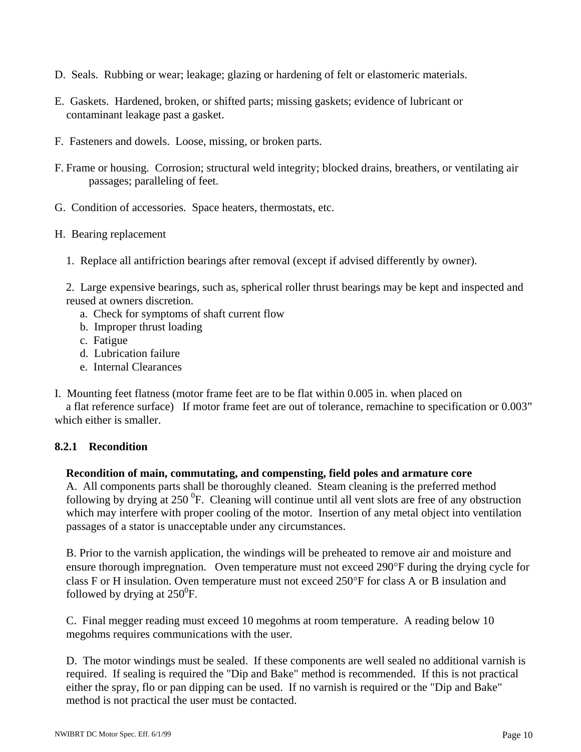D. Seals. Rubbing or wear; leakage; glazing or hardening of felt or elastomeric materials.

E. Gaskets. Hardened, broken, or shifted parts; missing gaskets; evidence of lubricant or contaminant leakage past a gasket.

F. Fasteners and dowels. Loose, missing, or broken parts.

F. Frame or housing. Corrosion; structural weld integrity; blocked drains, breathers, or ventilating air passages; paralleling of feet.

G. Condition of accessories. Space heaters, thermostats, etc.

H. Bearing replacement

1. Replace all antifriction bearings after removal (except if advised differently by owner).

2. Large expensive bearings, such as, spherical roller thrust bearings may be kept and inspected and reused at owners discretion.
   - a. Check for symptoms of shaft current flow
   - b. Improper thrust loading
   - c. Fatigue
   - d. Lubrication failure
   - e. Internal Clearances

I. Mounting feet flatness (motor frame feet are to be flat within 0.005 in. when placed on a flat reference surface) If motor frame feet are out of tolerance, remachine to specification or 0.003" which either is smaller.

### 8.2.1 Recondition

**Recondition of main, commutating, and compensting, field poles and armature core**

A. All components parts shall be thoroughly cleaned. Steam cleaning is the preferred method following by drying at 250 $^0$F. Cleaning will continue until all vent slots are free of any obstruction which may interfere with proper cooling of the motor. Insertion of any metal object into ventilation passages of a stator is unacceptable under any circumstances.

B. Prior to the varnish application, the windings will be preheated to remove air and moisture and ensure thorough impregnation. Oven temperature must not exceed 290°F during the drying cycle for class F or H insulation. Oven temperature must not exceed 250°F for class A or B insulation and followed by drying at 250$^0$F.

C. Final megger reading must exceed 10 megohms at room temperature. A reading below 10 megohms requires communications with the user.

D. The motor windings must be sealed. If these components are well sealed no additional varnish is required. If sealing is required the "Dip and Bake" method is recommended. If this is not practical either the spray, flo or pan dipping can be used. If no varnish is required or the "Dip and Bake" method is not practical the user must be contacted.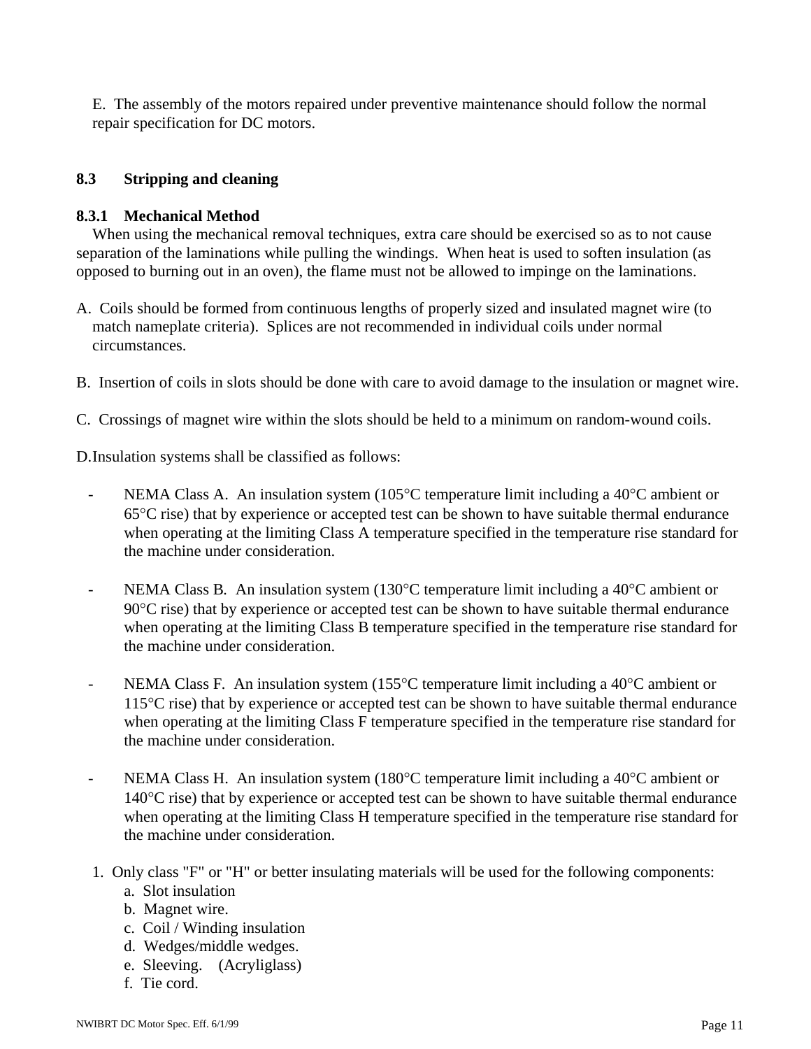E. The assembly of the motors repaired under preventive maintenance should follow the normal repair specification for DC motors.

## 8.3 Stripping and cleaning

### 8.3.1 Mechanical Method

When using the mechanical removal techniques, extra care should be exercised so as to not cause separation of the laminations while pulling the windings. When heat is used to soften insulation (as opposed to burning out in an oven), the flame must not be allowed to impinge on the laminations.

A. Coils should be formed from continuous lengths of properly sized and insulated magnet wire (to match nameplate criteria). Splices are not recommended in individual coils under normal circumstances.

B. Insertion of coils in slots should be done with care to avoid damage to the insulation or magnet wire.

C. Crossings of magnet wire within the slots should be held to a minimum on random-wound coils.

D. Insulation systems shall be classified as follows:

- NEMA Class A. An insulation system (105°C temperature limit including a 40°C ambient or 65°C rise) that by experience or accepted test can be shown to have suitable thermal endurance when operating at the limiting Class A temperature specified in the temperature rise standard for the machine under consideration.

- NEMA Class B. An insulation system (130°C temperature limit including a 40°C ambient or 90°C rise) that by experience or accepted test can be shown to have suitable thermal endurance when operating at the limiting Class B temperature specified in the temperature rise standard for the machine under consideration.

- NEMA Class F. An insulation system (155°C temperature limit including a 40°C ambient or 115°C rise) that by experience or accepted test can be shown to have suitable thermal endurance when operating at the limiting Class F temperature specified in the temperature rise standard for the machine under consideration.

- NEMA Class H. An insulation system (180°C temperature limit including a 40°C ambient or 140°C rise) that by experience or accepted test can be shown to have suitable thermal endurance when operating at the limiting Class H temperature specified in the temperature rise standard for the machine under consideration.

1. Only class "F" or "H" or better insulating materials will be used for the following components:
   - a. Slot insulation
   - b. Magnet wire.
   - c. Coil / Winding insulation
   - d. Wedges/middle wedges.
   - e. Sleeving. (Acryliglass)
   - f. Tie cord.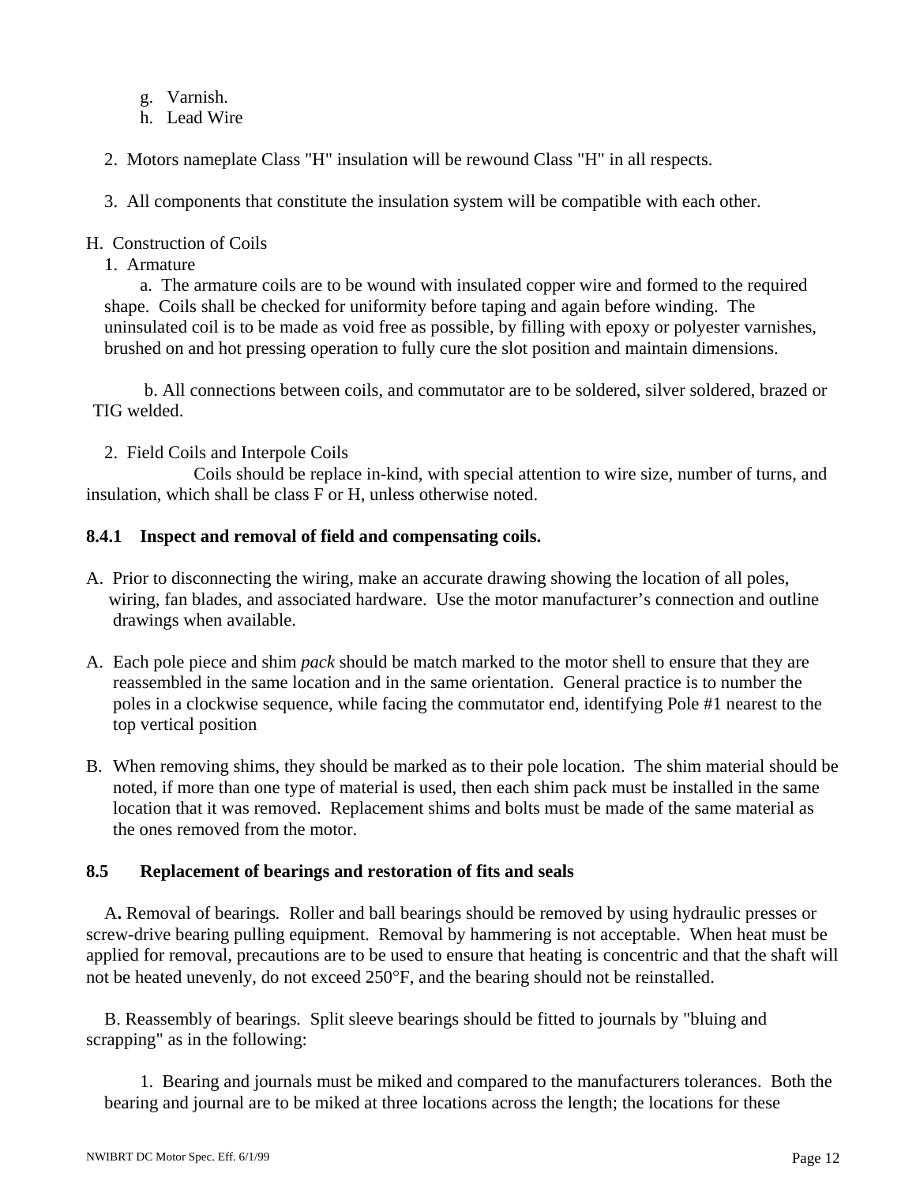g. Varnish.
h. Lead Wire

2. Motors nameplate Class "H" insulation will be rewound Class "H" in all respects.

3. All components that constitute the insulation system will be compatible with each other.

H. Construction of Coils

1. Armature

a. The armature coils are to be wound with insulated copper wire and formed to the required shape. Coils shall be checked for uniformity before taping and again before winding. The uninsulated coil is to be made as void free as possible, by filling with epoxy or polyester varnishes, brushed on and hot pressing operation to fully cure the slot position and maintain dimensions.

b. All connections between coils, and commutator are to be soldered, silver soldered, brazed or TIG welded.

2. Field Coils and Interpole Coils

Coils should be replace in-kind, with special attention to wire size, number of turns, and insulation, which shall be class F or H, unless otherwise noted.

### 8.4.1 Inspect and removal of field and compensating coils.

A. Prior to disconnecting the wiring, make an accurate drawing showing the location of all poles, wiring, fan blades, and associated hardware. Use the motor manufacturer's connection and outline drawings when available.

A. Each pole piece and shim *pack* should be match marked to the motor shell to ensure that they are reassembled in the same location and in the same orientation. General practice is to number the poles in a clockwise sequence, while facing the commutator end, identifying Pole #1 nearest to the top vertical position

B. When removing shims, they should be marked as to their pole location. The shim material should be noted, if more than one type of material is used, then each shim pack must be installed in the same location that it was removed. Replacement shims and bolts must be made of the same material as the ones removed from the motor.

### 8.5 Replacement of bearings and restoration of fits and seals

**A.** Removal of bearings. Roller and ball bearings should be removed by using hydraulic presses or screw-drive bearing pulling equipment. Removal by hammering is not acceptable. When heat must be applied for removal, precautions are to be used to ensure that heating is concentric and that the shaft will not be heated unevenly, do not exceed 250°F, and the bearing should not be reinstalled.

B. Reassembly of bearings. Split sleeve bearings should be fitted to journals by "bluing and scrapping" as in the following:

1. Bearing and journals must be miked and compared to the manufacturers tolerances. Both the bearing and journal are to be miked at three locations across the length; the locations for these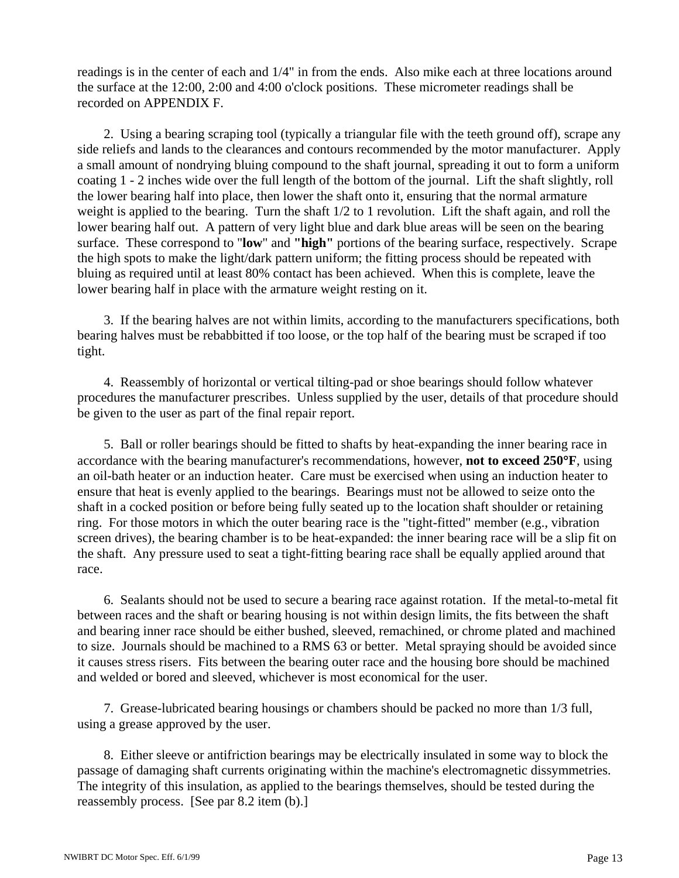readings is in the center of each and 1/4" in from the ends.  Also mike each at three locations around the surface at the 12:00, 2:00 and 4:00 o'clock positions.  These micrometer readings shall be recorded on APPENDIX F.

2.  Using a bearing scraping tool (typically a triangular file with the teeth ground off), scrape any side reliefs and lands to the clearances and contours recommended by the motor manufacturer.  Apply a small amount of nondrying bluing compound to the shaft journal, spreading it out to form a uniform coating 1 - 2 inches wide over the full length of the bottom of the journal.  Lift the shaft slightly, roll the lower bearing half into place, then lower the shaft onto it, ensuring that the normal armature weight is applied to the bearing.  Turn the shaft 1/2 to 1 revolution.  Lift the shaft again, and roll the lower bearing half out.  A pattern of very light blue and dark blue areas will be seen on the bearing surface.  These correspond to "**low**" and **"high"** portions of the bearing surface, respectively.  Scrape the high spots to make the light/dark pattern uniform; the fitting process should be repeated with bluing as required until at least 80% contact has been achieved.  When this is complete, leave the lower bearing half in place with the armature weight resting on it.

3.  If the bearing halves are not within limits, according to the manufacturers specifications, both bearing halves must be rebabbitted if too loose, or the top half of the bearing must be scraped if too tight.

4.  Reassembly of horizontal or vertical tilting-pad or shoe bearings should follow whatever procedures the manufacturer prescribes.  Unless supplied by the user, details of that procedure should be given to the user as part of the final repair report.

5.  Ball or roller bearings should be fitted to shafts by heat-expanding the inner bearing race in accordance with the bearing manufacturer's recommendations, however, **not to exceed 250°F**, using an oil-bath heater or an induction heater.  Care must be exercised when using an induction heater to ensure that heat is evenly applied to the bearings.  Bearings must not be allowed to seize onto the shaft in a cocked position or before being fully seated up to the location shaft shoulder or retaining ring.  For those motors in which the outer bearing race is the "tight-fitted" member (e.g., vibration screen drives), the bearing chamber is to be heat-expanded: the inner bearing race will be a slip fit on the shaft.  Any pressure used to seat a tight-fitting bearing race shall be equally applied around that race.

6.  Sealants should not be used to secure a bearing race against rotation.  If the metal-to-metal fit between races and the shaft or bearing housing is not within design limits, the fits between the shaft and bearing inner race should be either bushed, sleeved, remachined, or chrome plated and machined to size.  Journals should be machined to a RMS 63 or better.  Metal spraying should be avoided since it causes stress risers.  Fits between the bearing outer race and the housing bore should be machined and welded or bored and sleeved, whichever is most economical for the user.

7.  Grease-lubricated bearing housings or chambers should be packed no more than 1/3 full, using a grease approved by the user.

8.  Either sleeve or antifriction bearings may be electrically insulated in some way to block the passage of damaging shaft currents originating within the machine's electromagnetic dissymmetries.  The integrity of this insulation, as applied to the bearings themselves, should be tested during the reassembly process.  [See par 8.2 item (b).]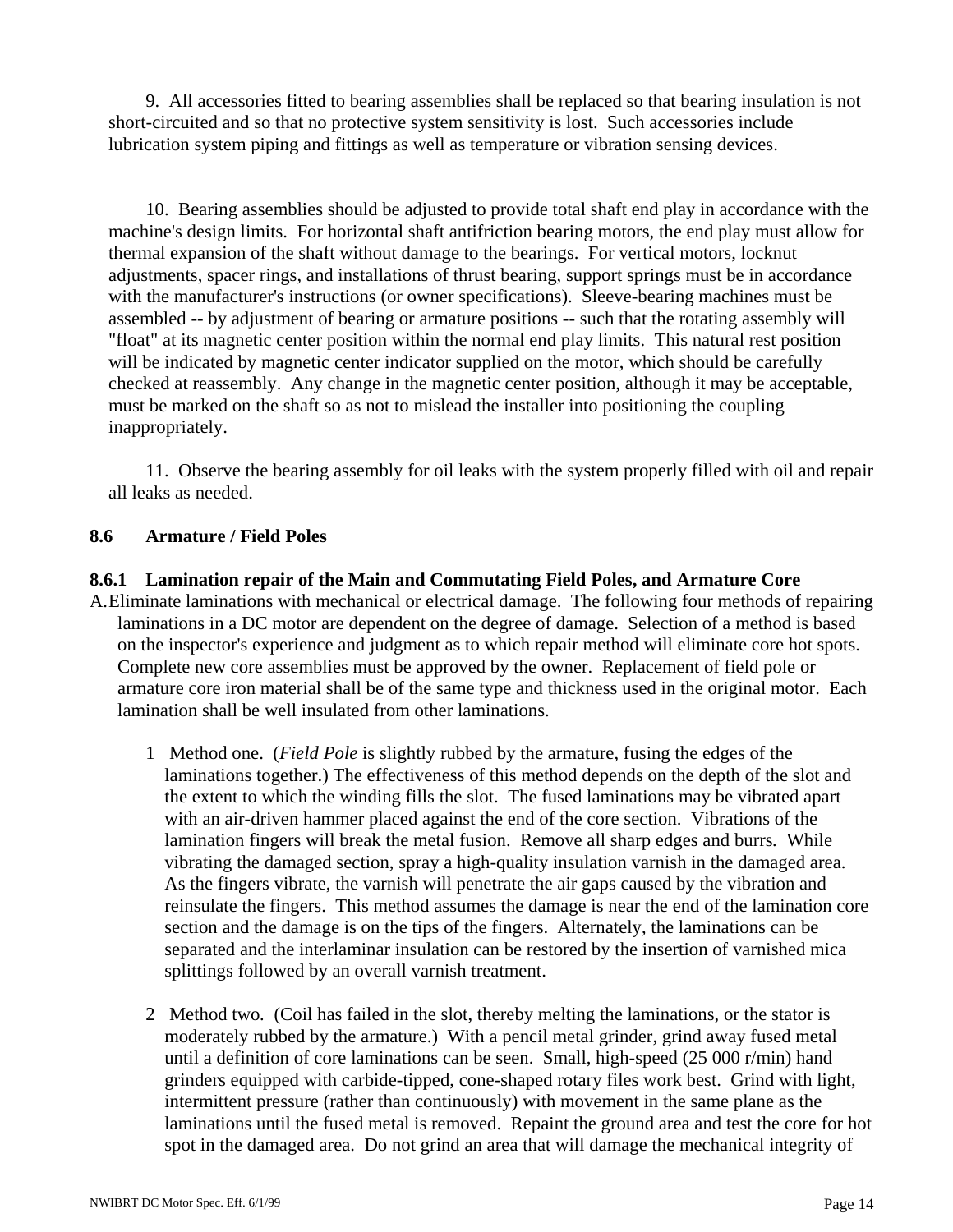9. All accessories fitted to bearing assemblies shall be replaced so that bearing insulation is not short-circuited and so that no protective system sensitivity is lost. Such accessories include lubrication system piping and fittings as well as temperature or vibration sensing devices.

10. Bearing assemblies should be adjusted to provide total shaft end play in accordance with the machine's design limits. For horizontal shaft antifriction bearing motors, the end play must allow for thermal expansion of the shaft without damage to the bearings. For vertical motors, locknut adjustments, spacer rings, and installations of thrust bearing, support springs must be in accordance with the manufacturer's instructions (or owner specifications). Sleeve-bearing machines must be assembled -- by adjustment of bearing or armature positions -- such that the rotating assembly will "float" at its magnetic center position within the normal end play limits. This natural rest position will be indicated by magnetic center indicator supplied on the motor, which should be carefully checked at reassembly. Any change in the magnetic center position, although it may be acceptable, must be marked on the shaft so as not to mislead the installer into positioning the coupling inappropriately.

11. Observe the bearing assembly for oil leaks with the system properly filled with oil and repair all leaks as needed.

## 8.6 Armature / Field Poles

### 8.6.1 Lamination repair of the Main and Commutating Field Poles, and Armature Core

A. Eliminate laminations with mechanical or electrical damage. The following four methods of repairing laminations in a DC motor are dependent on the degree of damage. Selection of a method is based on the inspector's experience and judgment as to which repair method will eliminate core hot spots. Complete new core assemblies must be approved by the owner. Replacement of field pole or armature core iron material shall be of the same type and thickness used in the original motor. Each lamination shall be well insulated from other laminations.

1. Method one. (*Field Pole* is slightly rubbed by the armature, fusing the edges of the laminations together.) The effectiveness of this method depends on the depth of the slot and the extent to which the winding fills the slot. The fused laminations may be vibrated apart with an air-driven hammer placed against the end of the core section. Vibrations of the lamination fingers will break the metal fusion. Remove all sharp edges and burrs. While vibrating the damaged section, spray a high-quality insulation varnish in the damaged area. As the fingers vibrate, the varnish will penetrate the air gaps caused by the vibration and reinsulate the fingers. This method assumes the damage is near the end of the lamination core section and the damage is on the tips of the fingers. Alternately, the laminations can be separated and the interlaminar insulation can be restored by the insertion of varnished mica splittings followed by an overall varnish treatment.

2. Method two. (Coil has failed in the slot, thereby melting the laminations, or the stator is moderately rubbed by the armature.) With a pencil metal grinder, grind away fused metal until a definition of core laminations can be seen. Small, high-speed (25 000 r/min) hand grinders equipped with carbide-tipped, cone-shaped rotary files work best. Grind with light, intermittent pressure (rather than continuously) with movement in the same plane as the laminations until the fused metal is removed. Repaint the ground area and test the core for hot spot in the damaged area. Do not grind an area that will damage the mechanical integrity of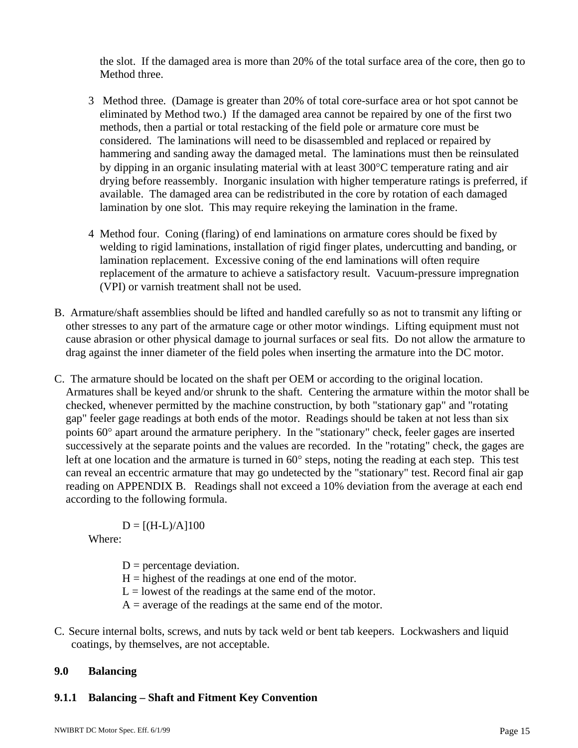the slot. If the damaged area is more than 20% of the total surface area of the core, then go to Method three.

3 Method three. (Damage is greater than 20% of total core-surface area or hot spot cannot be eliminated by Method two.) If the damaged area cannot be repaired by one of the first two methods, then a partial or total restacking of the field pole or armature core must be considered. The laminations will need to be disassembled and replaced or repaired by hammering and sanding away the damaged metal. The laminations must then be reinsulated by dipping in an organic insulating material with at least 300°C temperature rating and air drying before reassembly. Inorganic insulation with higher temperature ratings is preferred, if available. The damaged area can be redistributed in the core by rotation of each damaged lamination by one slot. This may require rekeying the lamination in the frame.

4 Method four. Coning (flaring) of end laminations on armature cores should be fixed by welding to rigid laminations, installation of rigid finger plates, undercutting and banding, or lamination replacement. Excessive coning of the end laminations will often require replacement of the armature to achieve a satisfactory result. Vacuum-pressure impregnation (VPI) or varnish treatment shall not be used.

B. Armature/shaft assemblies should be lifted and handled carefully so as not to transmit any lifting or other stresses to any part of the armature cage or other motor windings. Lifting equipment must not cause abrasion or other physical damage to journal surfaces or seal fits. Do not allow the armature to drag against the inner diameter of the field poles when inserting the armature into the DC motor.

C. The armature should be located on the shaft per OEM or according to the original location. Armatures shall be keyed and/or shrunk to the shaft. Centering the armature within the motor shall be checked, whenever permitted by the machine construction, by both "stationary gap" and "rotating gap" feeler gage readings at both ends of the motor. Readings should be taken at not less than six points 60° apart around the armature periphery. In the "stationary" check, feeler gages are inserted successively at the separate points and the values are recorded. In the "rotating" check, the gages are left at one location and the armature is turned in 60° steps, noting the reading at each step. This test can reveal an eccentric armature that may go undetected by the "stationary" test. Record final air gap reading on APPENDIX B. Readings shall not exceed a 10% deviation from the average at each end according to the following formula.

$$D = [(H-L)/A]100$$

Where:

D = percentage deviation.
H = highest of the readings at one end of the motor.
L = lowest of the readings at the same end of the motor.
A = average of the readings at the same end of the motor.

C. Secure internal bolts, screws, and nuts by tack weld or bent tab keepers. Lockwashers and liquid coatings, by themselves, are not acceptable.

## 9.0 Balancing

### 9.1.1 Balancing – Shaft and Fitment Key Convention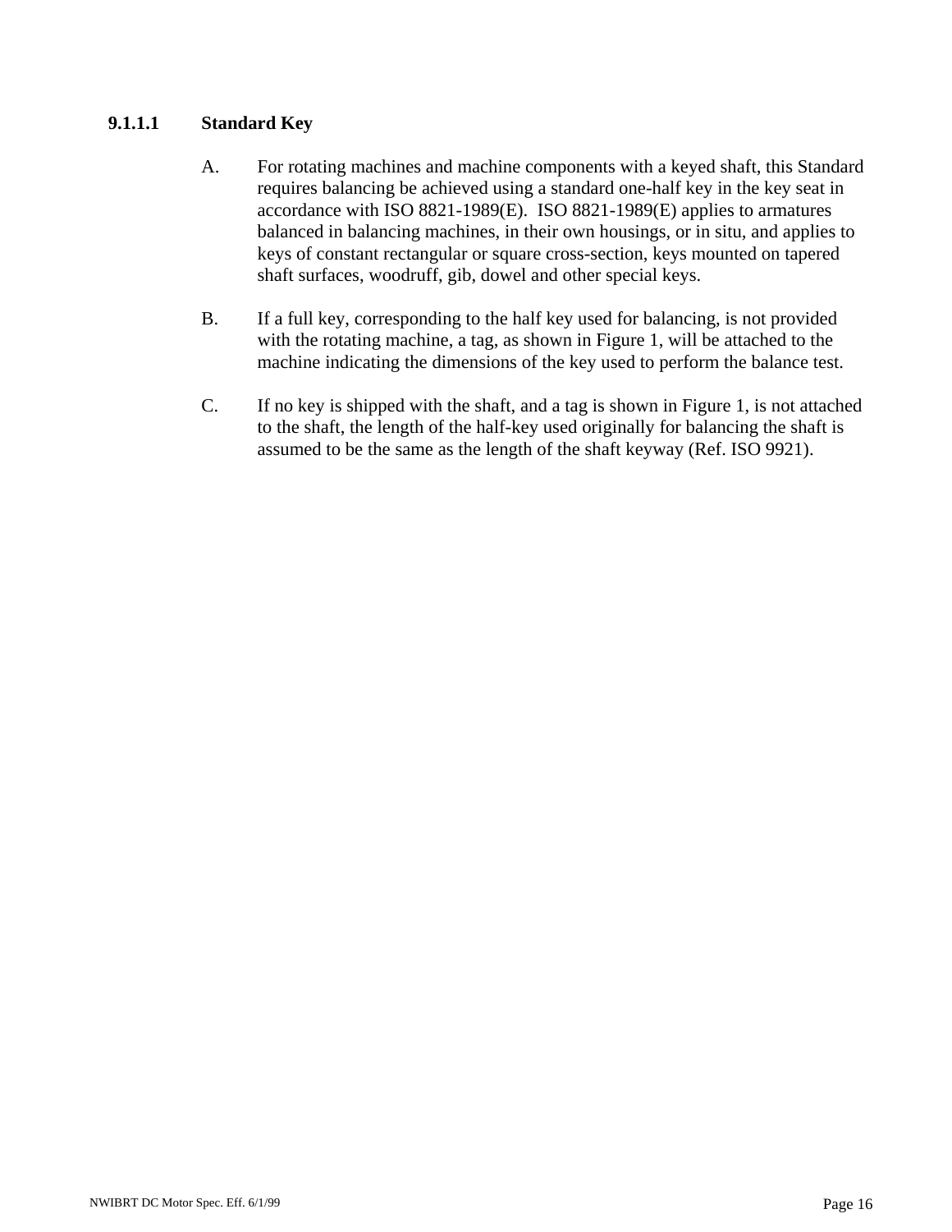#### 9.1.1.1 Standard Key

A. For rotating machines and machine components with a keyed shaft, this Standard requires balancing be achieved using a standard one-half key in the key seat in accordance with ISO 8821-1989(E). ISO 8821-1989(E) applies to armatures balanced in balancing machines, in their own housings, or in situ, and applies to keys of constant rectangular or square cross-section, keys mounted on tapered shaft surfaces, woodruff, gib, dowel and other special keys.

B. If a full key, corresponding to the half key used for balancing, is not provided with the rotating machine, a tag, as shown in Figure 1, will be attached to the machine indicating the dimensions of the key used to perform the balance test.

C. If no key is shipped with the shaft, and a tag is shown in Figure 1, is not attached to the shaft, the length of the half-key used originally for balancing the shaft is assumed to be the same as the length of the shaft keyway (Ref. ISO 9921).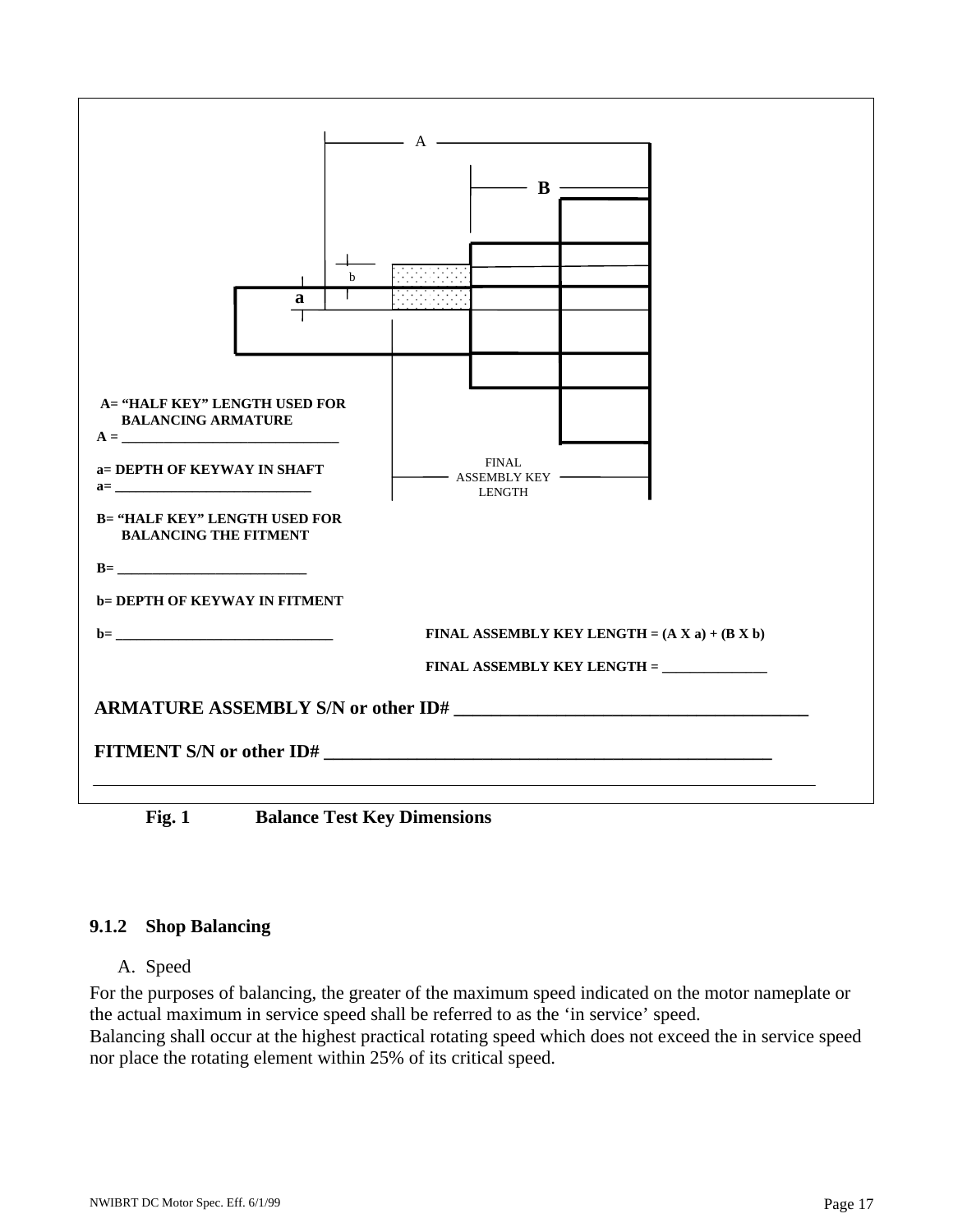A= "HALF KEY" LENGTH USED FOR BALANCING ARMATURE

A = ______________________________

a= DEPTH OF KEYWAY IN SHAFT

a= ____________________________

B= "HALF KEY" LENGTH USED FOR BALANCING THE FITMENT

B= __________________________

b= DEPTH OF KEYWAY IN FITMENT

b= ______________________________

FINAL ASSEMBLY KEY LENGTH = (A X a) + (B X b)

FINAL ASSEMBLY KEY LENGTH = ______________

**ARMATURE ASSEMBLY S/N or other ID# _______________________________________**

**FITMENT S/N or other ID# __________________________________________________**

**Fig. 1 Balance Test Key Dimensions**

### 9.1.2 Shop Balancing

A. Speed

For the purposes of balancing, the greater of the maximum speed indicated on the motor nameplate or the actual maximum in service speed shall be referred to as the 'in service' speed.
Balancing shall occur at the highest practical rotating speed which does not exceed the in service speed nor place the rotating element within 25% of its critical speed.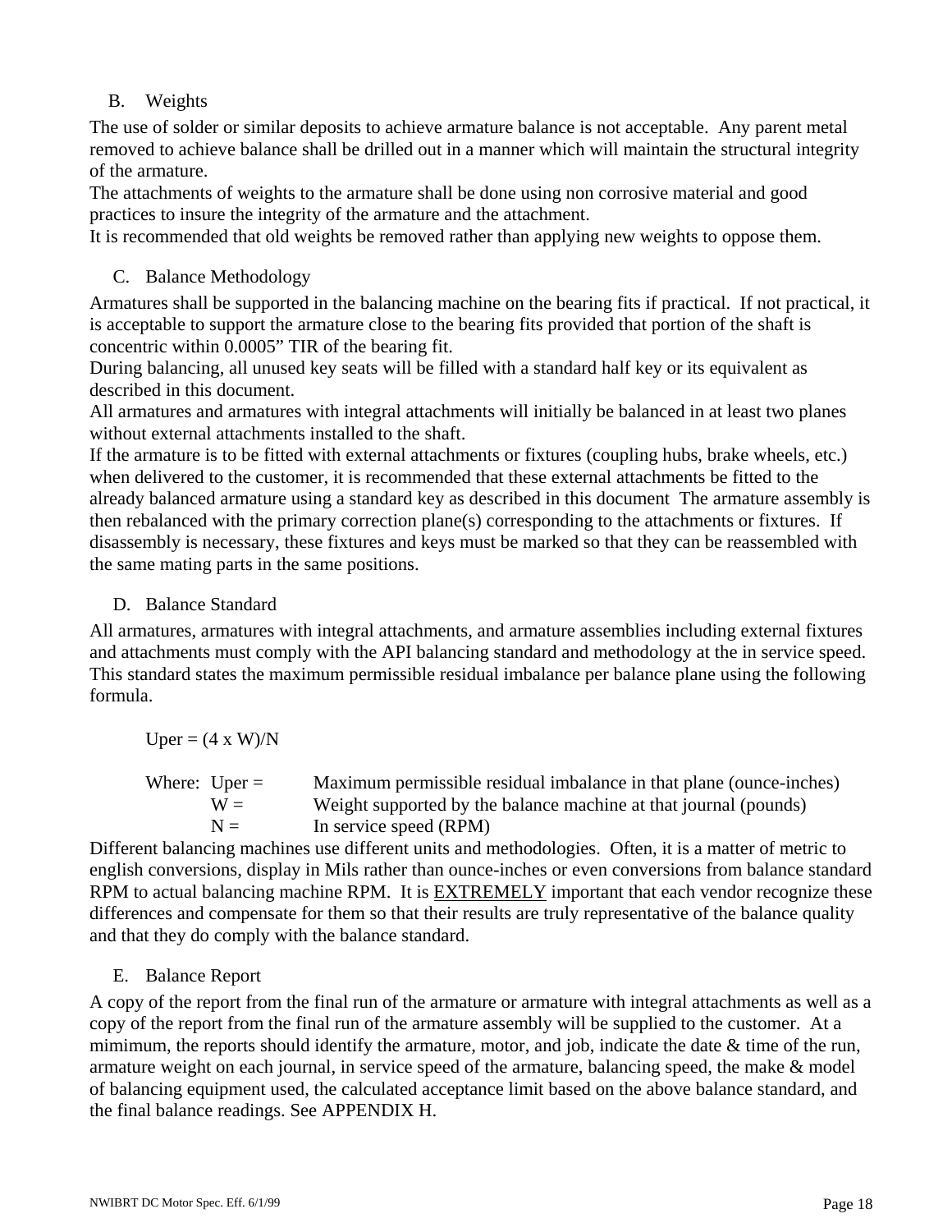### B. Weights

The use of solder or similar deposits to achieve armature balance is not acceptable. Any parent metal removed to achieve balance shall be drilled out in a manner which will maintain the structural integrity of the armature.

The attachments of weights to the armature shall be done using non corrosive material and good practices to insure the integrity of the armature and the attachment.

It is recommended that old weights be removed rather than applying new weights to oppose them.

### C. Balance Methodology

Armatures shall be supported in the balancing machine on the bearing fits if practical. If not practical, it is acceptable to support the armature close to the bearing fits provided that portion of the shaft is concentric within 0.0005" TIR of the bearing fit.

During balancing, all unused key seats will be filled with a standard half key or its equivalent as described in this document.

All armatures and armatures with integral attachments will initially be balanced in at least two planes without external attachments installed to the shaft.

If the armature is to be fitted with external attachments or fixtures (coupling hubs, brake wheels, etc.) when delivered to the customer, it is recommended that these external attachments be fitted to the already balanced armature using a standard key as described in this document The armature assembly is then rebalanced with the primary correction plane(s) corresponding to the attachments or fixtures. If disassembly is necessary, these fixtures and keys must be marked so that they can be reassembled with the same mating parts in the same positions.

### D. Balance Standard

All armatures, armatures with integral attachments, and armature assemblies including external fixtures and attachments must comply with the API balancing standard and methodology at the in service speed. This standard states the maximum permissible residual imbalance per balance plane using the following formula.

$$U_{per} = (4 \times W)/N$$

Where: $U_{per}$ = Maximum permissible residual imbalance in that plane (ounce-inches)
$W$ = Weight supported by the balance machine at that journal (pounds)
$N$ = In service speed (RPM)

Different balancing machines use different units and methodologies. Often, it is a matter of metric to english conversions, display in Mils rather than ounce-inches or even conversions from balance standard RPM to actual balancing machine RPM. It is <u>EXTREMELY</u> important that each vendor recognize these differences and compensate for them so that their results are truly representative of the balance quality and that they do comply with the balance standard.

### E. Balance Report

A copy of the report from the final run of the armature or armature with integral attachments as well as a copy of the report from the final run of the armature assembly will be supplied to the customer. At a mimimum, the reports should identify the armature, motor, and job, indicate the date & time of the run, armature weight on each journal, in service speed of the armature, balancing speed, the make & model of balancing equipment used, the calculated acceptance limit based on the above balance standard, and the final balance readings. See APPENDIX H.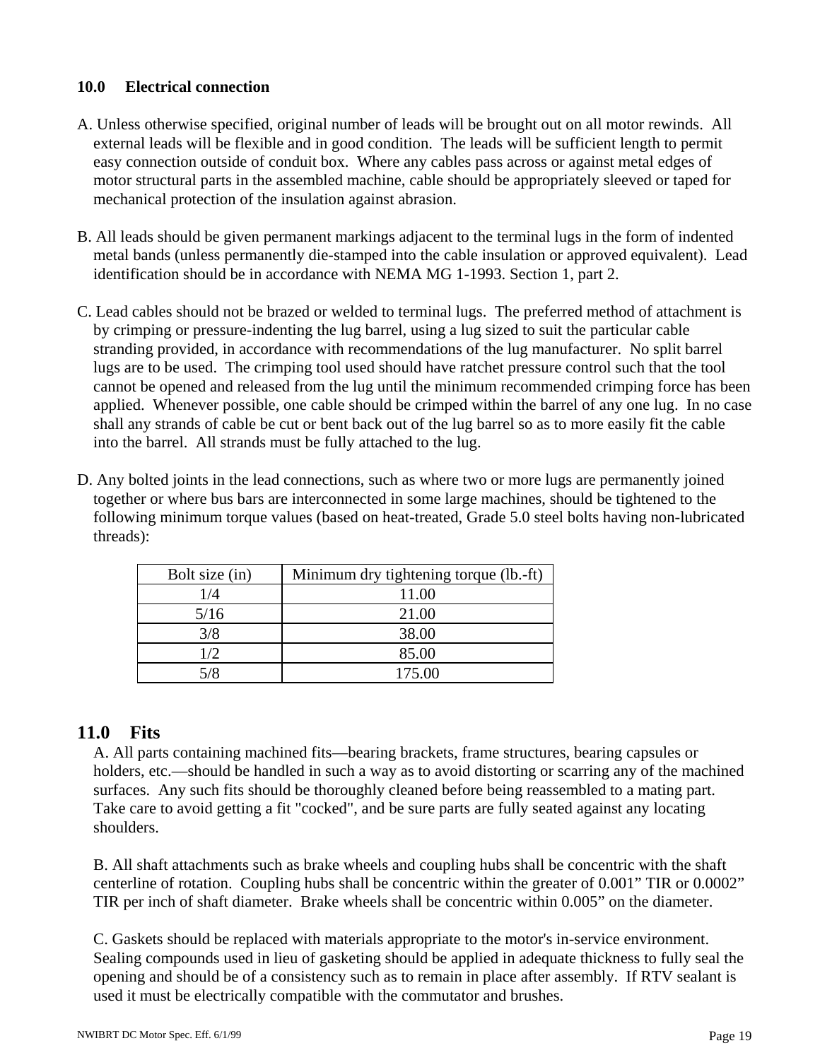## 10.0 Electrical connection

A. Unless otherwise specified, original number of leads will be brought out on all motor rewinds. All external leads will be flexible and in good condition. The leads will be sufficient length to permit easy connection outside of conduit box. Where any cables pass across or against metal edges of motor structural parts in the assembled machine, cable should be appropriately sleeved or taped for mechanical protection of the insulation against abrasion.

B. All leads should be given permanent markings adjacent to the terminal lugs in the form of indented metal bands (unless permanently die-stamped into the cable insulation or approved equivalent). Lead identification should be in accordance with NEMA MG 1-1993. Section 1, part 2.

C. Lead cables should not be brazed or welded to terminal lugs. The preferred method of attachment is by crimping or pressure-indenting the lug barrel, using a lug sized to suit the particular cable stranding provided, in accordance with recommendations of the lug manufacturer. No split barrel lugs are to be used. The crimping tool used should have ratchet pressure control such that the tool cannot be opened and released from the lug until the minimum recommended crimping force has been applied. Whenever possible, one cable should be crimped within the barrel of any one lug. In no case shall any strands of cable be cut or bent back out of the lug barrel so as to more easily fit the cable into the barrel. All strands must be fully attached to the lug.

D. Any bolted joints in the lead connections, such as where two or more lugs are permanently joined together or where bus bars are interconnected in some large machines, should be tightened to the following minimum torque values (based on heat-treated, Grade 5.0 steel bolts having non-lubricated threads):

| Bolt size (in) | Minimum dry tightening torque (lb.-ft) |
|---|---|
| 1/4 | 11.00 |
| 5/16 | 21.00 |
| 3/8 | 38.00 |
| 1/2 | 85.00 |
| 5/8 | 175.00 |

## 11.0 Fits

A. All parts containing machined fits—bearing brackets, frame structures, bearing capsules or holders, etc.—should be handled in such a way as to avoid distorting or scarring any of the machined surfaces. Any such fits should be thoroughly cleaned before being reassembled to a mating part. Take care to avoid getting a fit "cocked", and be sure parts are fully seated against any locating shoulders.

B. All shaft attachments such as brake wheels and coupling hubs shall be concentric with the shaft centerline of rotation. Coupling hubs shall be concentric within the greater of 0.001” TIR or 0.0002” TIR per inch of shaft diameter. Brake wheels shall be concentric within 0.005” on the diameter.

C. Gaskets should be replaced with materials appropriate to the motor's in-service environment. Sealing compounds used in lieu of gasketing should be applied in adequate thickness to fully seal the opening and should be of a consistency such as to remain in place after assembly. If RTV sealant is used it must be electrically compatible with the commutator and brushes.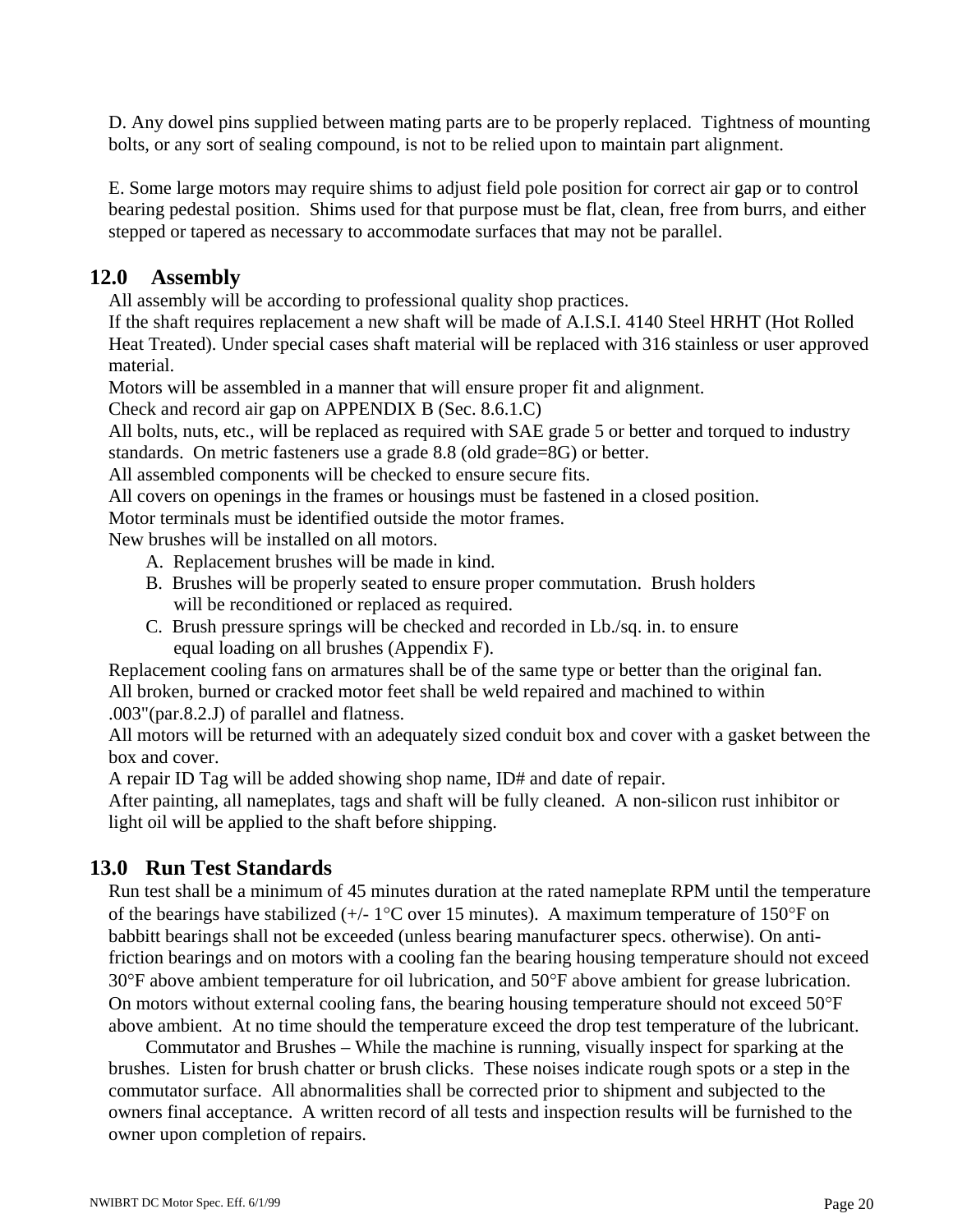D. Any dowel pins supplied between mating parts are to be properly replaced.  Tightness of mounting bolts, or any sort of sealing compound, is not to be relied upon to maintain part alignment.

E. Some large motors may require shims to adjust field pole position for correct air gap or to control bearing pedestal position.  Shims used for that purpose must be flat, clean, free from burrs, and either stepped or tapered as necessary to accommodate surfaces that may not be parallel.

## 12.0 Assembly

All assembly will be according to professional quality shop practices.
If the shaft requires replacement a new shaft will be made of A.I.S.I. 4140 Steel HRHT (Hot Rolled Heat Treated). Under special cases shaft material will be replaced with 316 stainless or user approved material.
Motors will be assembled in a manner that will ensure proper fit and alignment.
Check and record air gap on APPENDIX B (Sec. 8.6.1.C)
All bolts, nuts, etc., will be replaced as required with SAE grade 5 or better and torqued to industry standards.  On metric fasteners use a grade 8.8 (old grade=8G) or better.
All assembled components will be checked to ensure secure fits.
All covers on openings in the frames or housings must be fastened in a closed position.
Motor terminals must be identified outside the motor frames.
New brushes will be installed on all motors.

A. Replacement brushes will be made in kind.
B. Brushes will be properly seated to ensure proper commutation.  Brush holders will be reconditioned or replaced as required.
C. Brush pressure springs will be checked and recorded in Lb./sq. in. to ensure equal loading on all brushes (Appendix F).

Replacement cooling fans on armatures shall be of the same type or better than the original fan.
All broken, burned or cracked motor feet shall be weld repaired and machined to within .003"(par.8.2.J) of parallel and flatness.
All motors will be returned with an adequately sized conduit box and cover with a gasket between the box and cover.
A repair ID Tag will be added showing shop name, ID# and date of repair.
After painting, all nameplates, tags and shaft will be fully cleaned.  A non-silicon rust inhibitor or light oil will be applied to the shaft before shipping.

## 13.0 Run Test Standards

Run test shall be a minimum of 45 minutes duration at the rated nameplate RPM until the temperature of the bearings have stabilized (+/- 1°C over 15 minutes).  A maximum temperature of 150°F on babbitt bearings shall not be exceeded (unless bearing manufacturer specs. otherwise). On anti-friction bearings and on motors with a cooling fan the bearing housing temperature should not exceed 30°F above ambient temperature for oil lubrication, and 50°F above ambient for grease lubrication. On motors without external cooling fans, the bearing housing temperature should not exceed 50°F above ambient.  At no time should the temperature exceed the drop test temperature of the lubricant.

Commutator and Brushes – While the machine is running, visually inspect for sparking at the brushes.  Listen for brush chatter or brush clicks.  These noises indicate rough spots or a step in the commutator surface.  All abnormalities shall be corrected prior to shipment and subjected to the owners final acceptance.  A written record of all tests and inspection results will be furnished to the owner upon completion of repairs.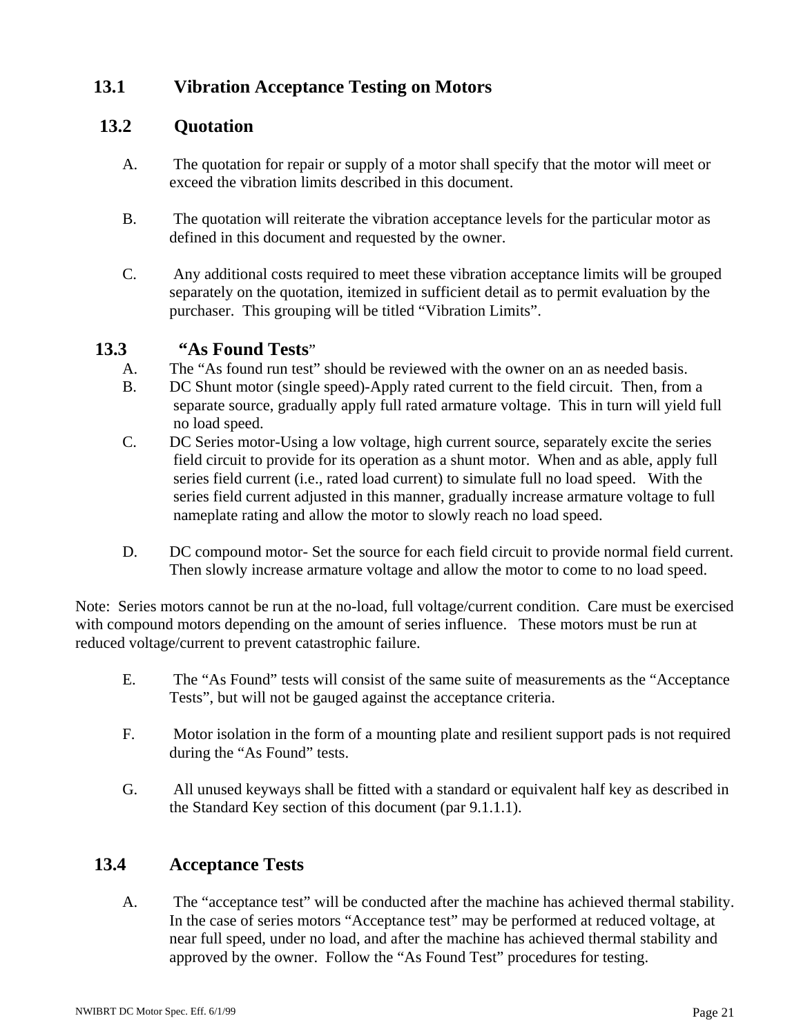## 13.1 Vibration Acceptance Testing on Motors

## 13.2 Quotation

A. The quotation for repair or supply of a motor shall specify that the motor will meet or exceed the vibration limits described in this document.

B. The quotation will reiterate the vibration acceptance levels for the particular motor as defined in this document and requested by the owner.

C. Any additional costs required to meet these vibration acceptance limits will be grouped separately on the quotation, itemized in sufficient detail as to permit evaluation by the purchaser. This grouping will be titled "Vibration Limits".

## 13.3 "As Found Tests"

A. The "As found run test" should be reviewed with the owner on an as needed basis.

B. DC Shunt motor (single speed)-Apply rated current to the field circuit. Then, from a separate source, gradually apply full rated armature voltage. This in turn will yield full no load speed.

C. DC Series motor-Using a low voltage, high current source, separately excite the series field circuit to provide for its operation as a shunt motor. When and as able, apply full series field current (i.e., rated load current) to simulate full no load speed. With the series field current adjusted in this manner, gradually increase armature voltage to full nameplate rating and allow the motor to slowly reach no load speed.

D. DC compound motor- Set the source for each field circuit to provide normal field current. Then slowly increase armature voltage and allow the motor to come to no load speed.

Note: Series motors cannot be run at the no-load, full voltage/current condition. Care must be exercised with compound motors depending on the amount of series influence. These motors must be run at reduced voltage/current to prevent catastrophic failure.

E. The "As Found" tests will consist of the same suite of measurements as the "Acceptance Tests", but will not be gauged against the acceptance criteria.

F. Motor isolation in the form of a mounting plate and resilient support pads is not required during the "As Found" tests.

G. All unused keyways shall be fitted with a standard or equivalent half key as described in the Standard Key section of this document (par 9.1.1.1).

## 13.4 Acceptance Tests

A. The "acceptance test" will be conducted after the machine has achieved thermal stability. In the case of series motors "Acceptance test" may be performed at reduced voltage, at near full speed, under no load, and after the machine has achieved thermal stability and approved by the owner. Follow the "As Found Test" procedures for testing.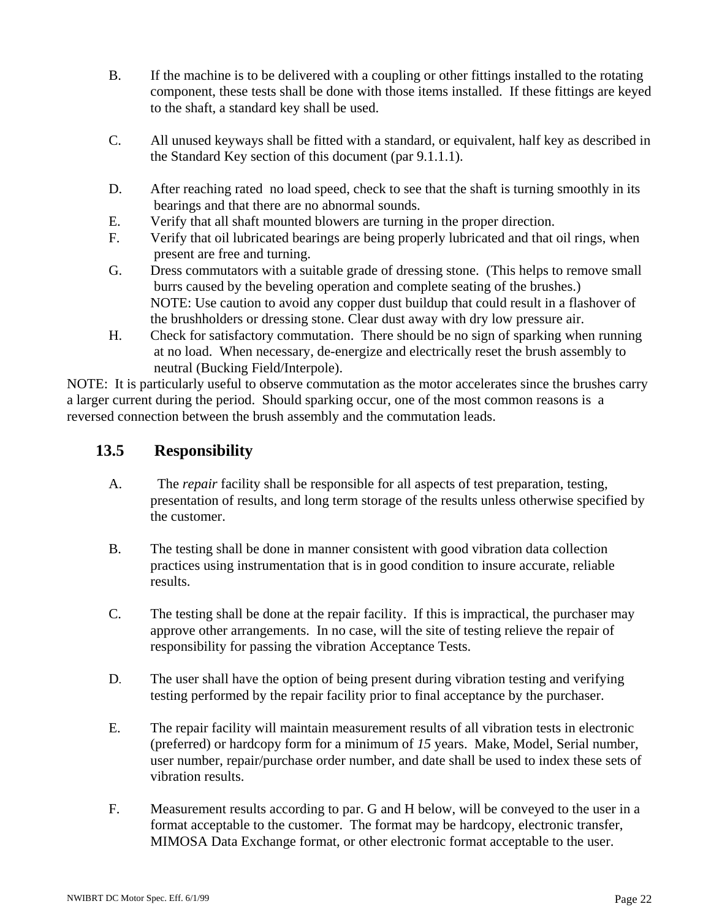B. If the machine is to be delivered with a coupling or other fittings installed to the rotating component, these tests shall be done with those items installed. If these fittings are keyed to the shaft, a standard key shall be used.

C. All unused keyways shall be fitted with a standard, or equivalent, half key as described in the Standard Key section of this document (par 9.1.1.1).

D. After reaching rated no load speed, check to see that the shaft is turning smoothly in its bearings and that there are no abnormal sounds.

E. Verify that all shaft mounted blowers are turning in the proper direction.

F. Verify that oil lubricated bearings are being properly lubricated and that oil rings, when present are free and turning.

G. Dress commutators with a suitable grade of dressing stone. (This helps to remove small burrs caused by the beveling operation and complete seating of the brushes.)
NOTE: Use caution to avoid any copper dust buildup that could result in a flashover of the brushholders or dressing stone. Clear dust away with dry low pressure air.

H. Check for satisfactory commutation. There should be no sign of sparking when running at no load. When necessary, de-energize and electrically reset the brush assembly to neutral (Bucking Field/Interpole).

NOTE: It is particularly useful to observe commutation as the motor accelerates since the brushes carry a larger current during the period. Should sparking occur, one of the most common reasons is a reversed connection between the brush assembly and the commutation leads.

## 13.5 Responsibility

A. The *repair* facility shall be responsible for all aspects of test preparation, testing, presentation of results, and long term storage of the results unless otherwise specified by the customer.

B. The testing shall be done in manner consistent with good vibration data collection practices using instrumentation that is in good condition to insure accurate, reliable results.

C. The testing shall be done at the repair facility. If this is impractical, the purchaser may approve other arrangements. In no case, will the site of testing relieve the repair of responsibility for passing the vibration Acceptance Tests.

D. The user shall have the option of being present during vibration testing and verifying testing performed by the repair facility prior to final acceptance by the purchaser.

E. The repair facility will maintain measurement results of all vibration tests in electronic (preferred) or hardcopy form for a minimum of *15* years. Make, Model, Serial number, user number, repair/purchase order number, and date shall be used to index these sets of vibration results.

F. Measurement results according to par. G and H below, will be conveyed to the user in a format acceptable to the customer. The format may be hardcopy, electronic transfer, MIMOSA Data Exchange format, or other electronic format acceptable to the user.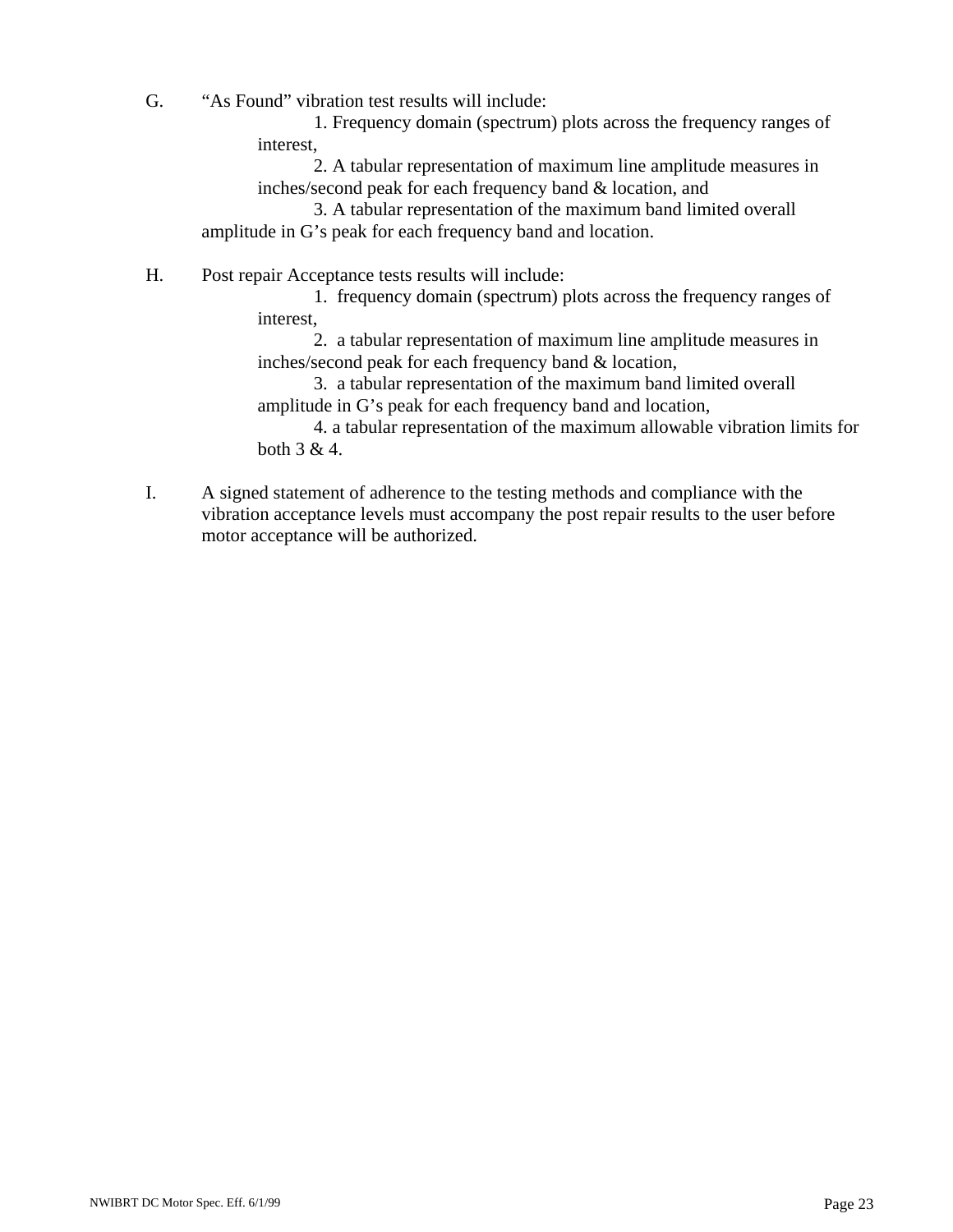G. "As Found" vibration test results will include:

1. Frequency domain (spectrum) plots across the frequency ranges of interest,
2. A tabular representation of maximum line amplitude measures in inches/second peak for each frequency band & location, and
3. A tabular representation of the maximum band limited overall amplitude in G's peak for each frequency band and location.

H. Post repair Acceptance tests results will include:

1. frequency domain (spectrum) plots across the frequency ranges of interest,
2. a tabular representation of maximum line amplitude measures in inches/second peak for each frequency band & location,
3. a tabular representation of the maximum band limited overall amplitude in G's peak for each frequency band and location,
4. a tabular representation of the maximum allowable vibration limits for both 3 & 4.

I. A signed statement of adherence to the testing methods and compliance with the vibration acceptance levels must accompany the post repair results to the user before motor acceptance will be authorized.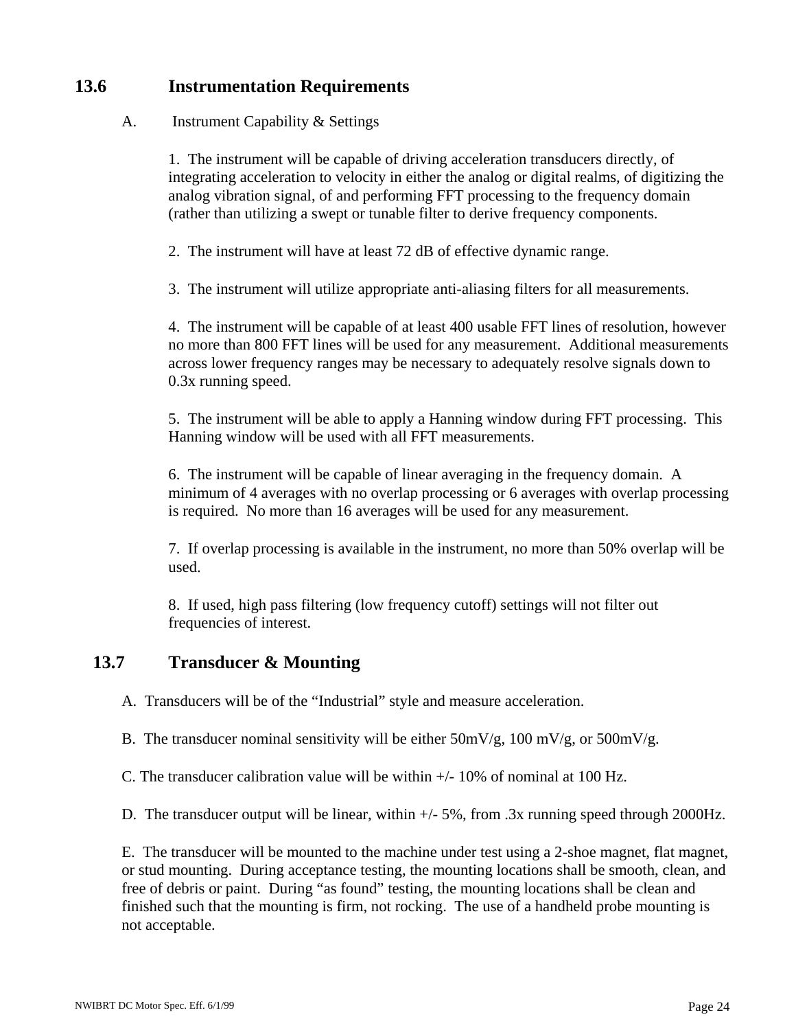## 13.6 Instrumentation Requirements

A. Instrument Capability & Settings

1. The instrument will be capable of driving acceleration transducers directly, of integrating acceleration to velocity in either the analog or digital realms, of digitizing the analog vibration signal, of and performing FFT processing to the frequency domain (rather than utilizing a swept or tunable filter to derive frequency components.

2. The instrument will have at least 72 dB of effective dynamic range.

3. The instrument will utilize appropriate anti-aliasing filters for all measurements.

4. The instrument will be capable of at least 400 usable FFT lines of resolution, however no more than 800 FFT lines will be used for any measurement. Additional measurements across lower frequency ranges may be necessary to adequately resolve signals down to 0.3x running speed.

5. The instrument will be able to apply a Hanning window during FFT processing. This Hanning window will be used with all FFT measurements.

6. The instrument will be capable of linear averaging in the frequency domain. A minimum of 4 averages with no overlap processing or 6 averages with overlap processing is required. No more than 16 averages will be used for any measurement.

7. If overlap processing is available in the instrument, no more than 50% overlap will be used.

8. If used, high pass filtering (low frequency cutoff) settings will not filter out frequencies of interest.

## 13.7 Transducer & Mounting

A. Transducers will be of the "Industrial" style and measure acceleration.

B. The transducer nominal sensitivity will be either 50mV/g, 100 mV/g, or 500mV/g.

C. The transducer calibration value will be within +/- 10% of nominal at 100 Hz.

D. The transducer output will be linear, within +/- 5%, from .3x running speed through 2000Hz.

E. The transducer will be mounted to the machine under test using a 2-shoe magnet, flat magnet, or stud mounting. During acceptance testing, the mounting locations shall be smooth, clean, and free of debris or paint. During "as found" testing, the mounting locations shall be clean and finished such that the mounting is firm, not rocking. The use of a handheld probe mounting is not acceptable.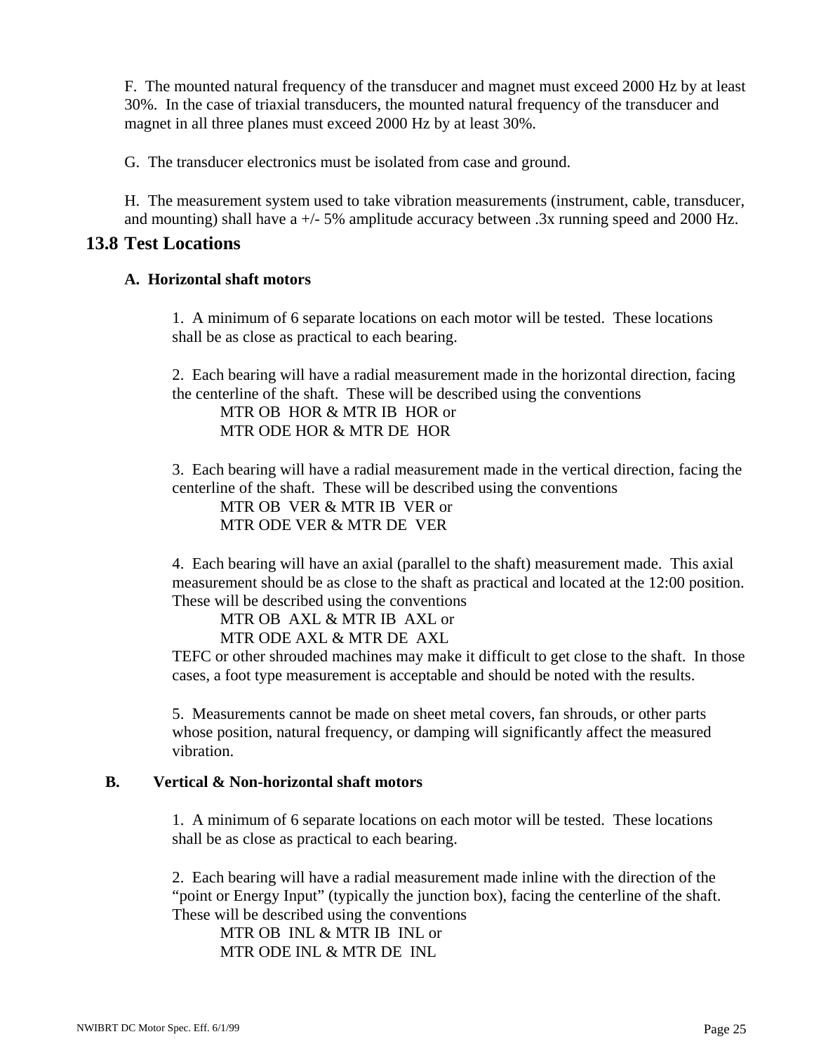F.  The mounted natural frequency of the transducer and magnet must exceed 2000 Hz by at least 30%.  In the case of triaxial transducers, the mounted natural frequency of the transducer and magnet in all three planes must exceed 2000 Hz by at least 30%.

G.  The transducer electronics must be isolated from case and ground.

H.  The measurement system used to take vibration measurements (instrument, cable, transducer, and mounting) shall have a +/- 5% amplitude accuracy between .3x running speed and 2000 Hz.

## 13.8 Test Locations

### A. Horizontal shaft motors

1.  A minimum of 6 separate locations on each motor will be tested.  These locations shall be as close as practical to each bearing.

2.  Each bearing will have a radial measurement made in the horizontal direction, facing the centerline of the shaft.  These will be described using the conventions
    MTR OB  HOR & MTR IB  HOR or
    MTR ODE HOR & MTR DE  HOR

3.  Each bearing will have a radial measurement made in the vertical direction, facing the centerline of the shaft.  These will be described using the conventions
    MTR OB  VER & MTR IB  VER or
    MTR ODE VER & MTR DE  VER

4.  Each bearing will have an axial (parallel to the shaft) measurement made.  This axial measurement should be as close to the shaft as practical and located at the 12:00 position.  These will be described using the conventions
    MTR OB  AXL & MTR IB  AXL or
    MTR ODE AXL & MTR DE  AXL
TEFC or other shrouded machines may make it difficult to get close to the shaft.  In those cases, a foot type measurement is acceptable and should be noted with the results.

5.  Measurements cannot be made on sheet metal covers, fan shrouds, or other parts whose position, natural frequency, or damping will significantly affect the measured vibration.

### B. Vertical & Non-horizontal shaft motors

1.  A minimum of 6 separate locations on each motor will be tested.  These locations shall be as close as practical to each bearing.

2.  Each bearing will have a radial measurement made inline with the direction of the "point or Energy Input" (typically the junction box), facing the centerline of the shaft.  These will be described using the conventions
    MTR OB  INL & MTR IB  INL or
    MTR ODE INL & MTR DE  INL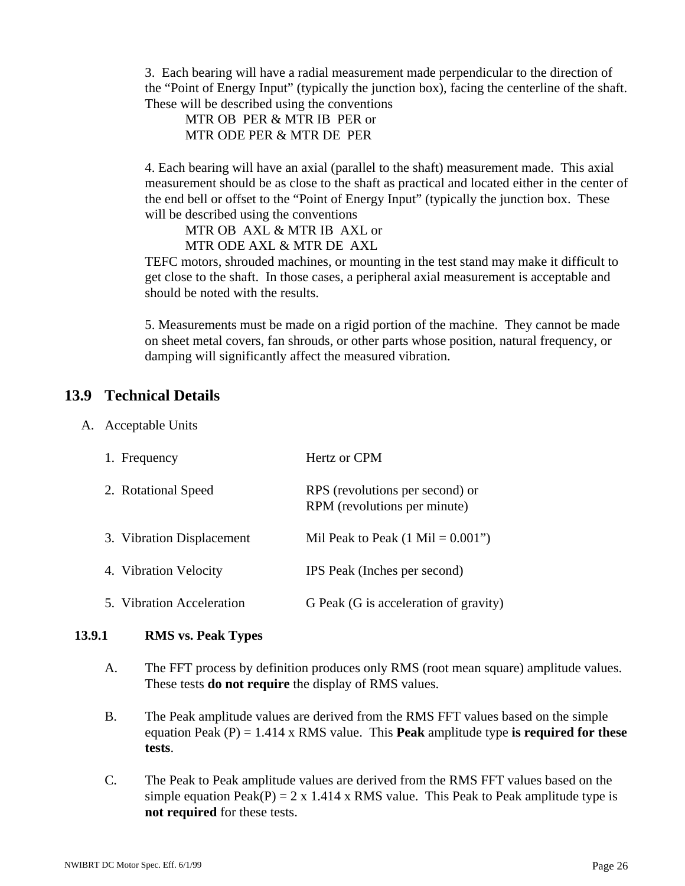3. Each bearing will have a radial measurement made perpendicular to the direction of the "Point of Energy Input" (typically the junction box), facing the centerline of the shaft. These will be described using the conventions

MTR OB PER & MTR IB PER or
MTR ODE PER & MTR DE PER

4. Each bearing will have an axial (parallel to the shaft) measurement made. This axial measurement should be as close to the shaft as practical and located either in the center of the end bell or offset to the "Point of Energy Input" (typically the junction box. These will be described using the conventions

MTR OB AXL & MTR IB AXL or
MTR ODE AXL & MTR DE AXL

TEFC motors, shrouded machines, or mounting in the test stand may make it difficult to get close to the shaft. In those cases, a peripheral axial measurement is acceptable and should be noted with the results.

5. Measurements must be made on a rigid portion of the machine. They cannot be made on sheet metal covers, fan shrouds, or other parts whose position, natural frequency, or damping will significantly affect the measured vibration.

## 13.9 Technical Details

A. Acceptable Units

| | |
|---|---|
| 1. Frequency | Hertz or CPM |
| 2. Rotational Speed | RPS (revolutions per second) or RPM (revolutions per minute) |
| 3. Vibration Displacement | Mil Peak to Peak (1 Mil = 0.001") |
| 4. Vibration Velocity | IPS Peak (Inches per second) |
| 5. Vibration Acceleration | G Peak (G is acceleration of gravity) |

### 13.9.1 RMS vs. Peak Types

A. The FFT process by definition produces only RMS (root mean square) amplitude values. These tests **do not require** the display of RMS values.

B. The Peak amplitude values are derived from the RMS FFT values based on the simple equation Peak (P) = 1.414 x RMS value. This **Peak** amplitude type **is required for these tests**.

C. The Peak to Peak amplitude values are derived from the RMS FFT values based on the simple equation Peak(P) = 2 x 1.414 x RMS value. This Peak to Peak amplitude type is **not required** for these tests.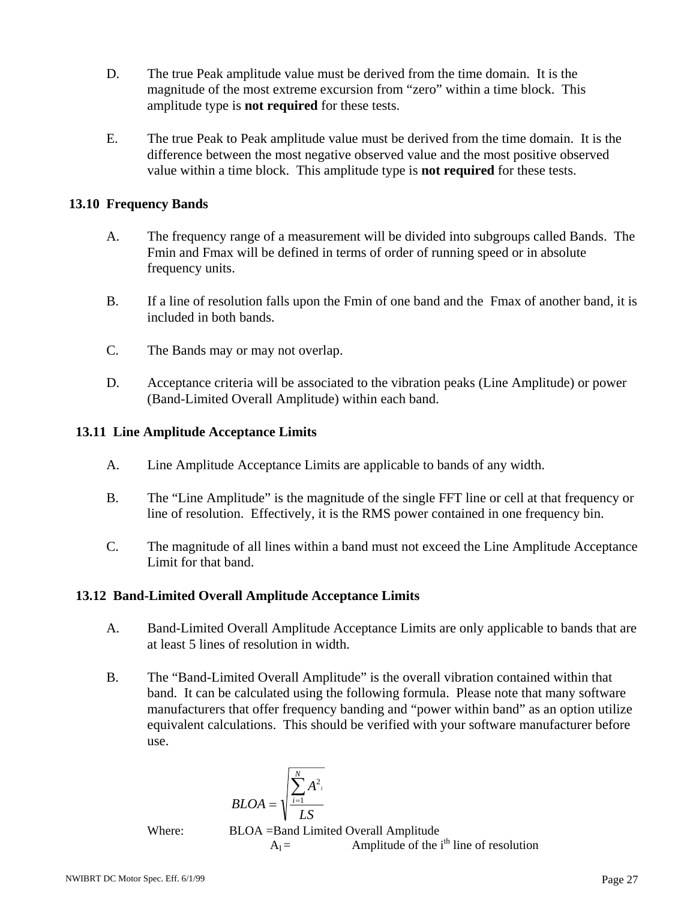D. The true Peak amplitude value must be derived from the time domain. It is the magnitude of the most extreme excursion from "zero" within a time block. This amplitude type is **not required** for these tests.

E. The true Peak to Peak amplitude value must be derived from the time domain. It is the difference between the most negative observed value and the most positive observed value within a time block. This amplitude type is **not required** for these tests.

### 13.10 Frequency Bands

A. The frequency range of a measurement will be divided into subgroups called Bands. The Fmin and Fmax will be defined in terms of order of running speed or in absolute frequency units.

B. If a line of resolution falls upon the Fmin of one band and the Fmax of another band, it is included in both bands.

C. The Bands may or may not overlap.

D. Acceptance criteria will be associated to the vibration peaks (Line Amplitude) or power (Band-Limited Overall Amplitude) within each band.

### 13.11 Line Amplitude Acceptance Limits

A. Line Amplitude Acceptance Limits are applicable to bands of any width.

B. The "Line Amplitude" is the magnitude of the single FFT line or cell at that frequency or line of resolution. Effectively, it is the RMS power contained in one frequency bin.

C. The magnitude of all lines within a band must not exceed the Line Amplitude Acceptance Limit for that band.

### 13.12 Band-Limited Overall Amplitude Acceptance Limits

A. Band-Limited Overall Amplitude Acceptance Limits are only applicable to bands that are at least 5 lines of resolution in width.

B. The "Band-Limited Overall Amplitude" is the overall vibration contained within that band. It can be calculated using the following formula. Please note that many software manufacturers that offer frequency banding and "power within band" as an option utilize equivalent calculations. This should be verified with your software manufacturer before use.

$$BLOA = \sqrt{\frac{\sum_{i=1}^{N} A^2{}_i}{LS}}$$

Where: BLOA = Band Limited Overall Amplitude

$A_I$ = Amplitude of the $i^{th}$ line of resolution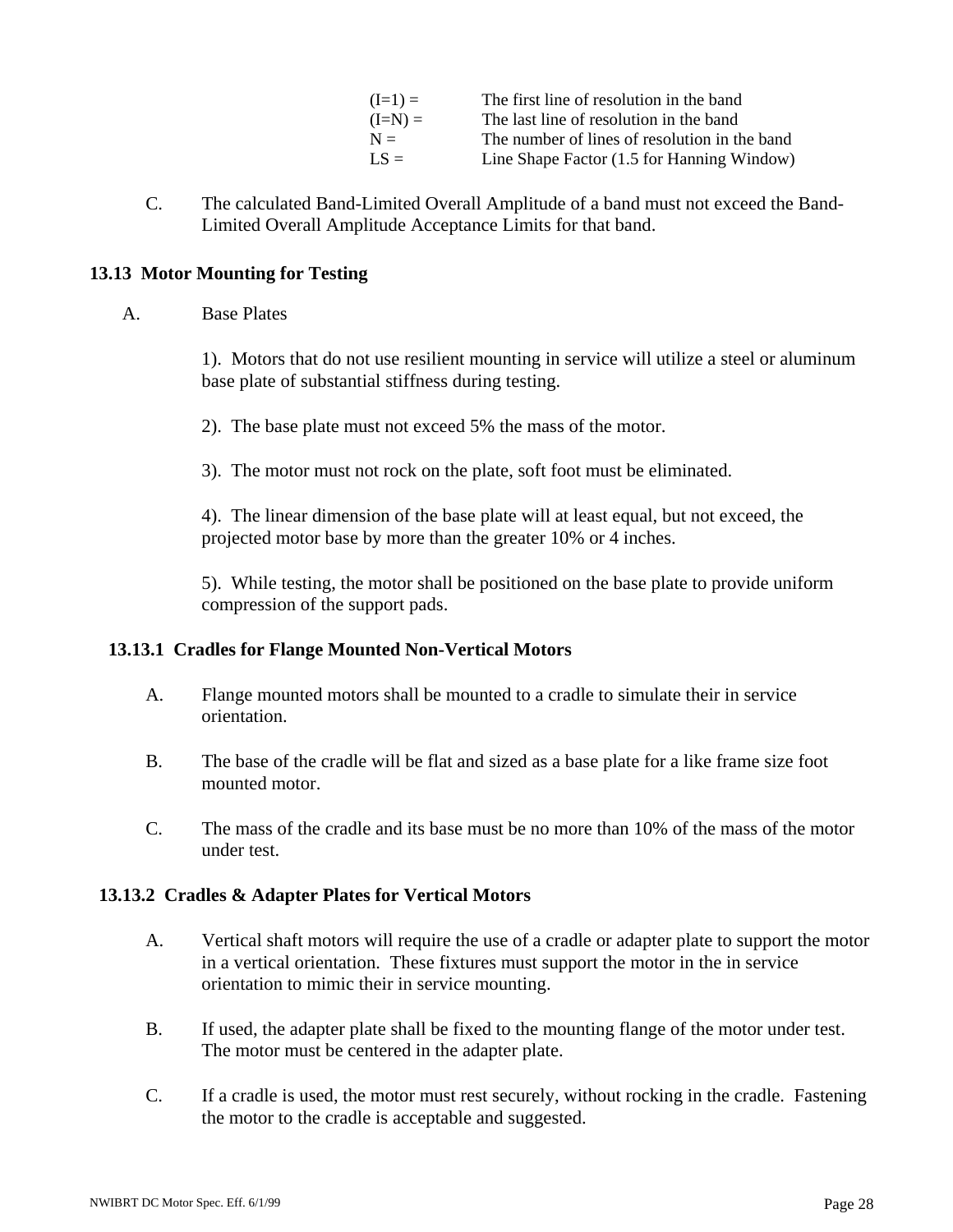| | |
|---|---|
| (I=1) = | The first line of resolution in the band |
| (I=N) = | The last line of resolution in the band |
| N = | The number of lines of resolution in the band |
| LS = | Line Shape Factor (1.5 for Hanning Window) |

C. The calculated Band-Limited Overall Amplitude of a band must not exceed the Band-Limited Overall Amplitude Acceptance Limits for that band.

## 13.13 Motor Mounting for Testing

A. Base Plates

1). Motors that do not use resilient mounting in service will utilize a steel or aluminum base plate of substantial stiffness during testing.

2). The base plate must not exceed 5% the mass of the motor.

3). The motor must not rock on the plate, soft foot must be eliminated.

4). The linear dimension of the base plate will at least equal, but not exceed, the projected motor base by more than the greater 10% or 4 inches.

5). While testing, the motor shall be positioned on the base plate to provide uniform compression of the support pads.

### 13.13.1 Cradles for Flange Mounted Non-Vertical Motors

A. Flange mounted motors shall be mounted to a cradle to simulate their in service orientation.

B. The base of the cradle will be flat and sized as a base plate for a like frame size foot mounted motor.

C. The mass of the cradle and its base must be no more than 10% of the mass of the motor under test.

### 13.13.2 Cradles & Adapter Plates for Vertical Motors

A. Vertical shaft motors will require the use of a cradle or adapter plate to support the motor in a vertical orientation. These fixtures must support the motor in the in service orientation to mimic their in service mounting.

B. If used, the adapter plate shall be fixed to the mounting flange of the motor under test. The motor must be centered in the adapter plate.

C. If a cradle is used, the motor must rest securely, without rocking in the cradle. Fastening the motor to the cradle is acceptable and suggested.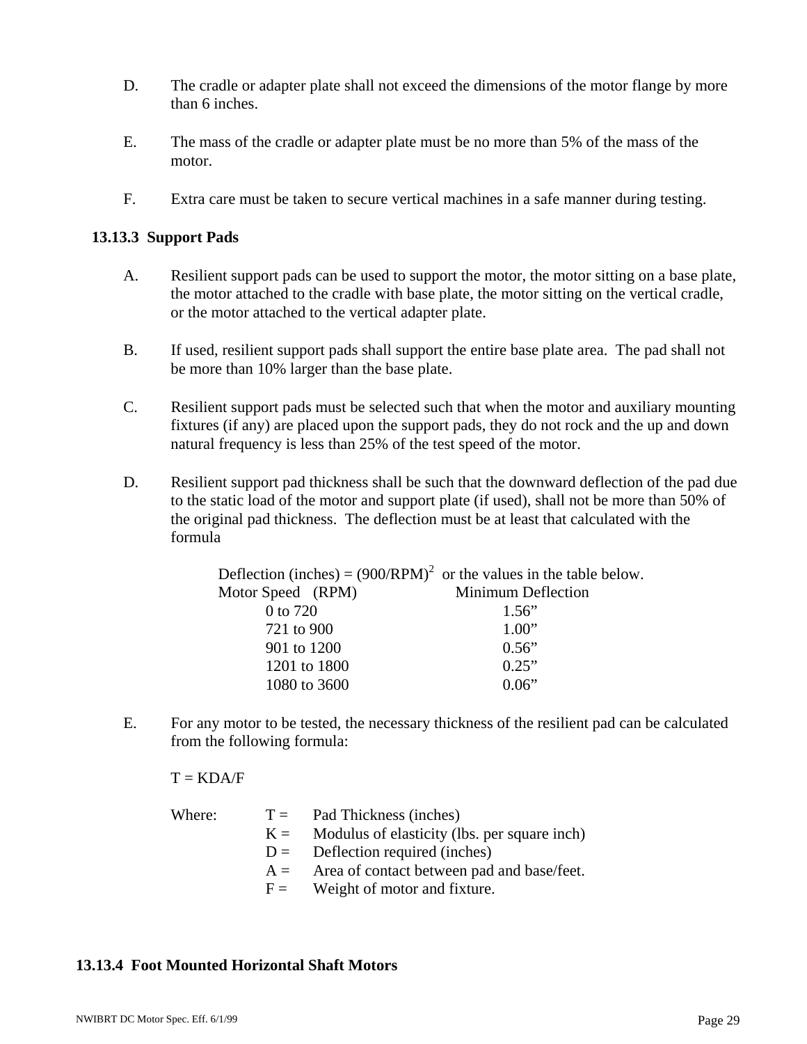D. The cradle or adapter plate shall not exceed the dimensions of the motor flange by more than 6 inches.

E. The mass of the cradle or adapter plate must be no more than 5% of the mass of the motor.

F. Extra care must be taken to secure vertical machines in a safe manner during testing.

### 13.13.3 Support Pads

A. Resilient support pads can be used to support the motor, the motor sitting on a base plate, the motor attached to the cradle with base plate, the motor sitting on the vertical cradle, or the motor attached to the vertical adapter plate.

B. If used, resilient support pads shall support the entire base plate area. The pad shall not be more than 10% larger than the base plate.

C. Resilient support pads must be selected such that when the motor and auxiliary mounting fixtures (if any) are placed upon the support pads, they do not rock and the up and down natural frequency is less than 25% of the test speed of the motor.

D. Resilient support pad thickness shall be such that the downward deflection of the pad due to the static load of the motor and support plate (if used), shall not be more than 50% of the original pad thickness. The deflection must be at least that calculated with the formula

Deflection (inches) = $(900/RPM)^2$ or the values in the table below.

| Motor Speed (RPM) | Minimum Deflection |
|---|---|
| 0 to 720 | 1.56” |
| 721 to 900 | 1.00” |
| 901 to 1200 | 0.56” |
| 1201 to 1800 | 0.25” |
| 1080 to 3600 | 0.06” |

E. For any motor to be tested, the necessary thickness of the resilient pad can be calculated from the following formula:

$$T = KDA/F$$

Where:
- T = Pad Thickness (inches)
- K = Modulus of elasticity (lbs. per square inch)
- D = Deflection required (inches)
- A = Area of contact between pad and base/feet.
- F = Weight of motor and fixture.

### 13.13.4 Foot Mounted Horizontal Shaft Motors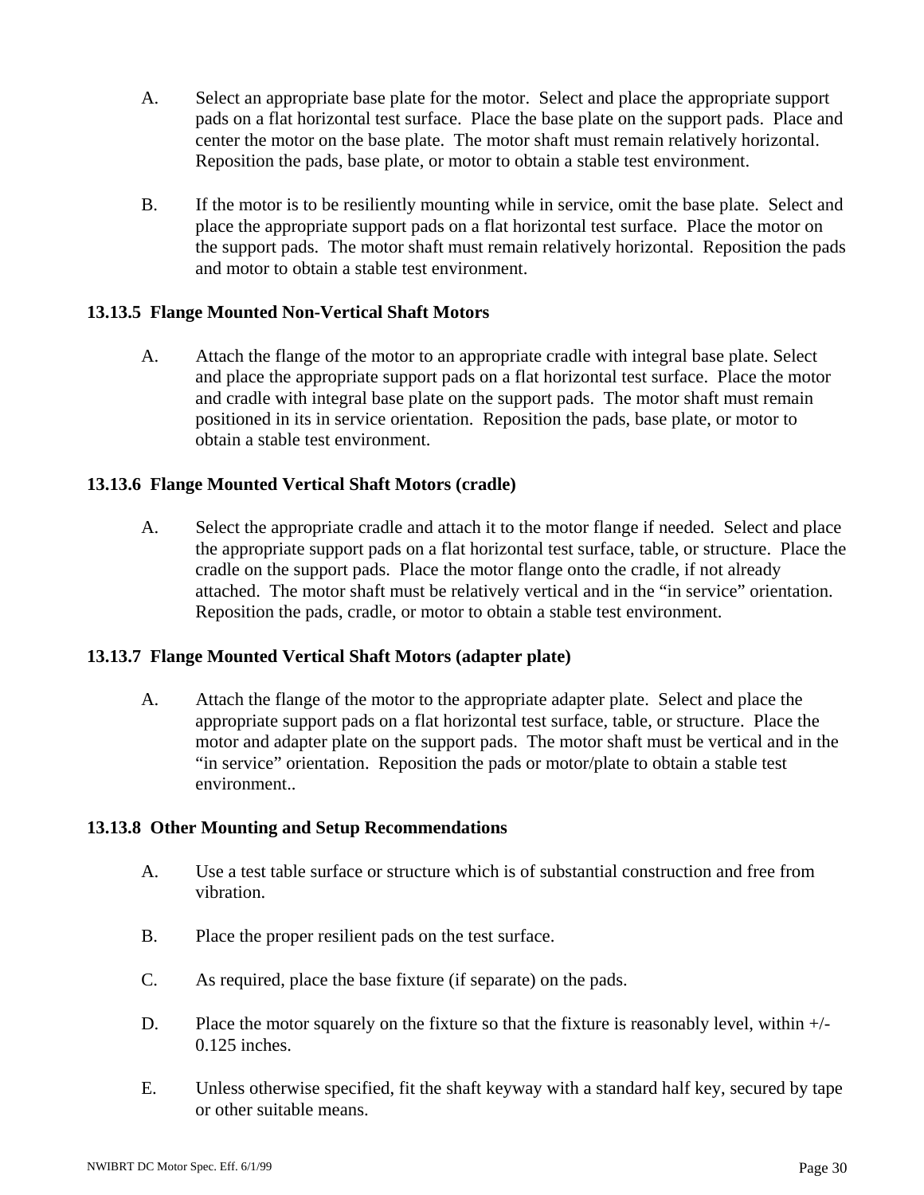A. Select an appropriate base plate for the motor. Select and place the appropriate support pads on a flat horizontal test surface. Place the base plate on the support pads. Place and center the motor on the base plate. The motor shaft must remain relatively horizontal. Reposition the pads, base plate, or motor to obtain a stable test environment.

B. If the motor is to be resiliently mounting while in service, omit the base plate. Select and place the appropriate support pads on a flat horizontal test surface. Place the motor on the support pads. The motor shaft must remain relatively horizontal. Reposition the pads and motor to obtain a stable test environment.

**13.13.5 Flange Mounted Non-Vertical Shaft Motors**

A. Attach the flange of the motor to an appropriate cradle with integral base plate. Select and place the appropriate support pads on a flat horizontal test surface. Place the motor and cradle with integral base plate on the support pads. The motor shaft must remain positioned in its in service orientation. Reposition the pads, base plate, or motor to obtain a stable test environment.

**13.13.6 Flange Mounted Vertical Shaft Motors (cradle)**

A. Select the appropriate cradle and attach it to the motor flange if needed. Select and place the appropriate support pads on a flat horizontal test surface, table, or structure. Place the cradle on the support pads. Place the motor flange onto the cradle, if not already attached. The motor shaft must be relatively vertical and in the "in service" orientation. Reposition the pads, cradle, or motor to obtain a stable test environment.

**13.13.7 Flange Mounted Vertical Shaft Motors (adapter plate)**

A. Attach the flange of the motor to the appropriate adapter plate. Select and place the appropriate support pads on a flat horizontal test surface, table, or structure. Place the motor and adapter plate on the support pads. The motor shaft must be vertical and in the "in service" orientation. Reposition the pads or motor/plate to obtain a stable test environment..

**13.13.8 Other Mounting and Setup Recommendations**

A. Use a test table surface or structure which is of substantial construction and free from vibration.

B. Place the proper resilient pads on the test surface.

C. As required, place the base fixture (if separate) on the pads.

D. Place the motor squarely on the fixture so that the fixture is reasonably level, within +/- 0.125 inches.

E. Unless otherwise specified, fit the shaft keyway with a standard half key, secured by tape or other suitable means.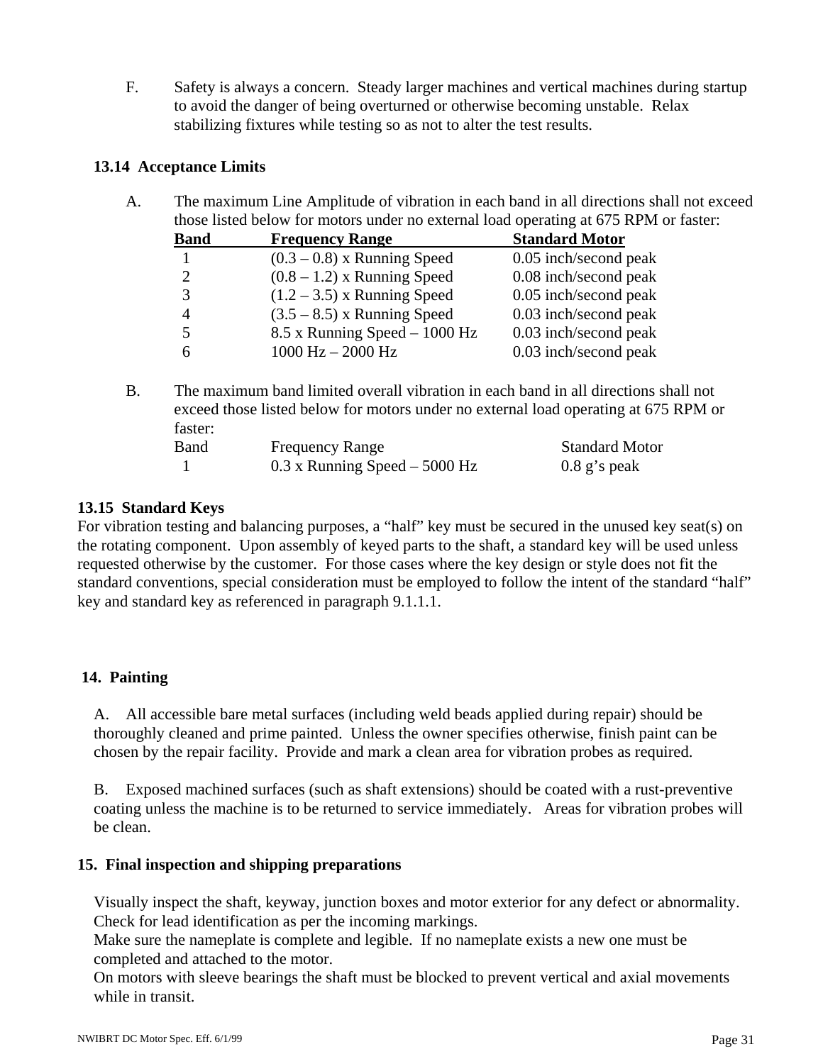F. Safety is always a concern. Steady larger machines and vertical machines during startup to avoid the danger of being overturned or otherwise becoming unstable. Relax stabilizing fixtures while testing so as not to alter the test results.

### 13.14 Acceptance Limits

A. The maximum Line Amplitude of vibration in each band in all directions shall not exceed those listed below for motors under no external load operating at 675 RPM or faster:

| Band | Frequency Range | Standard Motor |
|---|---|---|
| 1 | (0.3 – 0.8) x Running Speed | 0.05 inch/second peak |
| 2 | (0.8 – 1.2) x Running Speed | 0.08 inch/second peak |
| 3 | (1.2 – 3.5) x Running Speed | 0.05 inch/second peak |
| 4 | (3.5 – 8.5) x Running Speed | 0.03 inch/second peak |
| 5 | 8.5 x Running Speed – 1000 Hz | 0.03 inch/second peak |
| 6 | 1000 Hz – 2000 Hz | 0.03 inch/second peak |

B. The maximum band limited overall vibration in each band in all directions shall not exceed those listed below for motors under no external load operating at 675 RPM or faster:

| Band | Frequency Range | Standard Motor |
|---|---|---|
| 1 | 0.3 x Running Speed – 5000 Hz | 0.8 g's peak |

### 13.15 Standard Keys

For vibration testing and balancing purposes, a "half" key must be secured in the unused key seat(s) on the rotating component. Upon assembly of keyed parts to the shaft, a standard key will be used unless requested otherwise by the customer. For those cases where the key design or style does not fit the standard conventions, special consideration must be employed to follow the intent of the standard "half" key and standard key as referenced in paragraph 9.1.1.1.

## 14. Painting

A. All accessible bare metal surfaces (including weld beads applied during repair) should be thoroughly cleaned and prime painted. Unless the owner specifies otherwise, finish paint can be chosen by the repair facility. Provide and mark a clean area for vibration probes as required.

B. Exposed machined surfaces (such as shaft extensions) should be coated with a rust-preventive coating unless the machine is to be returned to service immediately. Areas for vibration probes will be clean.

## 15. Final inspection and shipping preparations

Visually inspect the shaft, keyway, junction boxes and motor exterior for any defect or abnormality. Check for lead identification as per the incoming markings.

Make sure the nameplate is complete and legible. If no nameplate exists a new one must be completed and attached to the motor.

On motors with sleeve bearings the shaft must be blocked to prevent vertical and axial movements while in transit.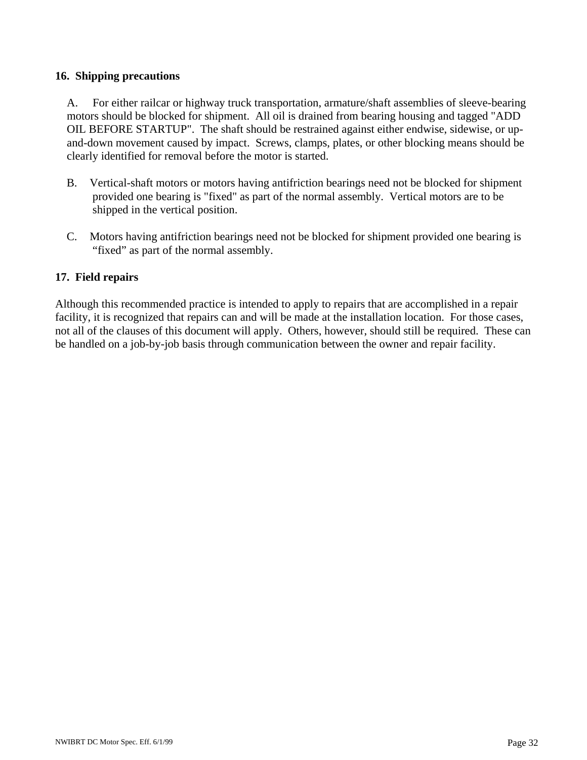## 16. Shipping precautions

A. For either railcar or highway truck transportation, armature/shaft assemblies of sleeve-bearing motors should be blocked for shipment. All oil is drained from bearing housing and tagged "ADD OIL BEFORE STARTUP". The shaft should be restrained against either endwise, sidewise, or up-and-down movement caused by impact. Screws, clamps, plates, or other blocking means should be clearly identified for removal before the motor is started.

B. Vertical-shaft motors or motors having antifriction bearings need not be blocked for shipment provided one bearing is "fixed" as part of the normal assembly. Vertical motors are to be shipped in the vertical position.

C. Motors having antifriction bearings need not be blocked for shipment provided one bearing is “fixed” as part of the normal assembly.

## 17. Field repairs

Although this recommended practice is intended to apply to repairs that are accomplished in a repair facility, it is recognized that repairs can and will be made at the installation location. For those cases, not all of the clauses of this document will apply. Others, however, should still be required. These can be handled on a job-by-job basis through communication between the owner and repair facility.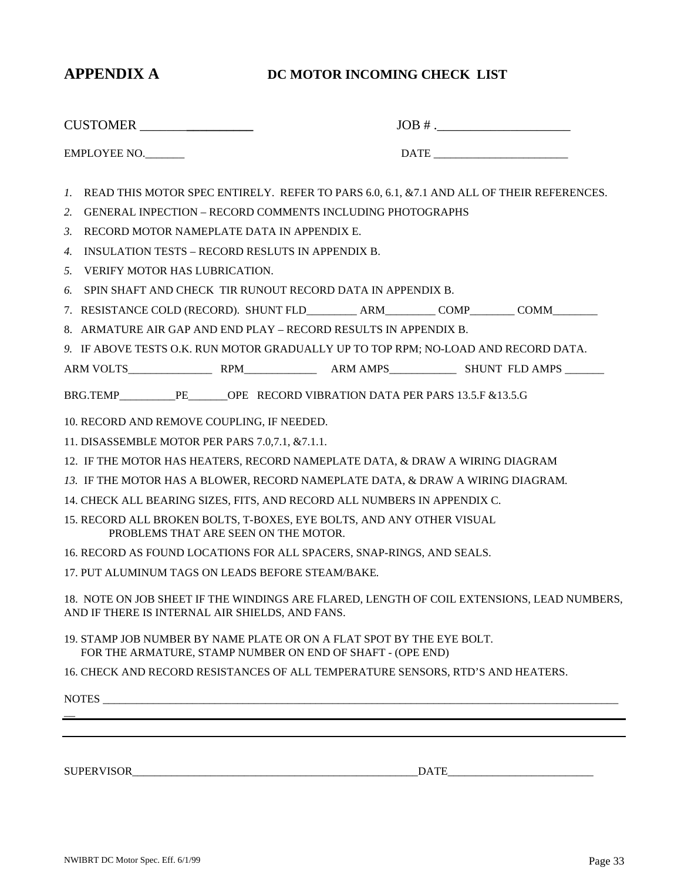## APPENDIX A DC MOTOR INCOMING CHECK LIST

CUSTOMER _________________ JOB # ._____________________

EMPLOYEE NO._______ DATE ________________________

1. READ THIS MOTOR SPEC ENTIRELY. REFER TO PARS 6.0, 6.1, &7.1 AND ALL OF THEIR REFERENCES.
2. GENERAL INPECTION – RECORD COMMENTS INCLUDING PHOTOGRAPHS
3. RECORD MOTOR NAMEPLATE DATA IN APPENDIX E.
4. INSULATION TESTS – RECORD RESLUTS IN APPENDIX B.
5. VERIFY MOTOR HAS LUBRICATION.
6. SPIN SHAFT AND CHECK TIR RUNOUT RECORD DATA IN APPENDIX B.
7. RESISTANCE COLD (RECORD). SHUNT FLD_________ ARM_________ COMP________ COMM________
8. ARMATURE AIR GAP AND END PLAY – RECORD RESULTS IN APPENDIX B.
9. IF ABOVE TESTS O.K. RUN MOTOR GRADUALLY UP TO TOP RPM; NO-LOAD AND RECORD DATA.

ARM VOLTS_______________ RPM_____________ ARM AMPS____________ SHUNT FLD AMPS _______

BRG.TEMP__________PE_______OPE RECORD VIBRATION DATA PER PARS 13.5.F &13.5.G

10. RECORD AND REMOVE COUPLING, IF NEEDED.
11. DISASSEMBLE MOTOR PER PARS 7.0,7.1, &7.1.1.
12. IF THE MOTOR HAS HEATERS, RECORD NAMEPLATE DATA, & DRAW A WIRING DIAGRAM
13. IF THE MOTOR HAS A BLOWER, RECORD NAMEPLATE DATA, & DRAW A WIRING DIAGRAM.
14. CHECK ALL BEARING SIZES, FITS, AND RECORD ALL NUMBERS IN APPENDIX C.
15. RECORD ALL BROKEN BOLTS, T-BOXES, EYE BOLTS, AND ANY OTHER VISUAL PROBLEMS THAT ARE SEEN ON THE MOTOR.
16. RECORD AS FOUND LOCATIONS FOR ALL SPACERS, SNAP-RINGS, AND SEALS.
17. PUT ALUMINUM TAGS ON LEADS BEFORE STEAM/BAKE.
18. NOTE ON JOB SHEET IF THE WINDINGS ARE FLARED, LENGTH OF COIL EXTENSIONS, LEAD NUMBERS, AND IF THERE IS INTERNAL AIR SHIELDS, AND FANS.
19. STAMP JOB NUMBER BY NAME PLATE OR ON A FLAT SPOT BY THE EYE BOLT.
    FOR THE ARMATURE, STAMP NUMBER ON END OF SHAFT - (OPE END)

16. CHECK AND RECORD RESISTANCES OF ALL TEMPERATURE SENSORS, RTD'S AND HEATERS.

NOTES ____________________________________________________________________________________________

______________________________________________________________________________________________________

______________________________________________________________________________________________________

SUPERVISOR_____________________________________________________DATE__________________________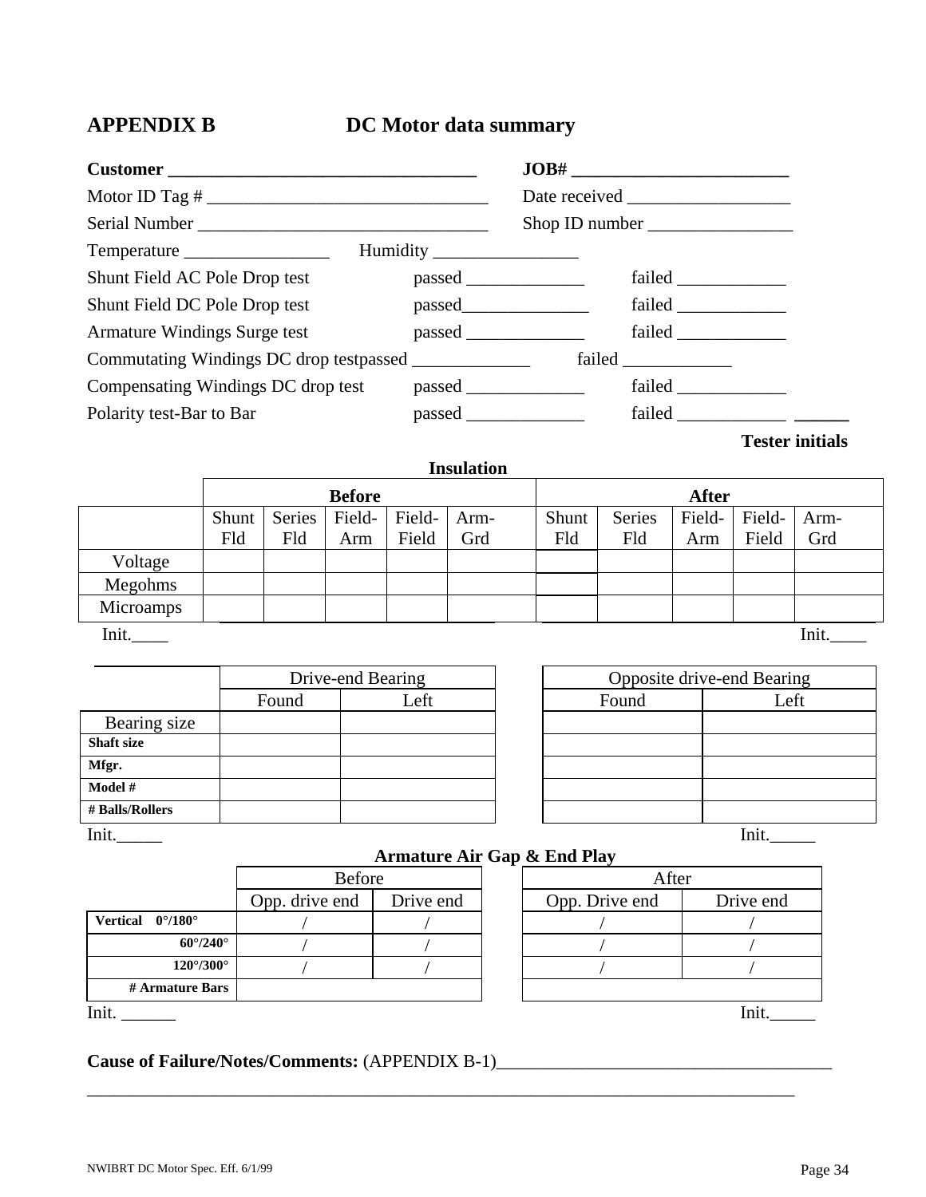## APPENDIX B DC Motor data summary

**Customer** ___________________________________ **JOB#** ________________________

Motor ID Tag # _______________________________ Date received __________________

Serial Number _______________________________ Shop ID number ________________

Temperature ________________ Humidity ________________

Shunt Field AC Pole Drop test passed _____________ failed ____________

Shunt Field DC Pole Drop test passed______________ failed ____________

Armature Windings Surge test passed _____________ failed ____________

Commutating Windings DC drop testpassed _____________ failed ____________

Compensating Windings DC drop test passed _____________ failed ____________

Polarity test-Bar to Bar passed _____________ failed ____________ ______

**Tester initials**

**Insulation**

| | Before | | | | | After | | | | |
|---|---|---|---|---|---|---|---|---|---|---|
| | Shunt Fld | Series Fld | Field-Arm | Field-Field | Arm-Grd | Shunt Fld | Series Fld | Field-Arm | Field-Field | Arm-Grd |
| Voltage | | | | | | | | | | |
| Megohms | | | | | | | | | | |
| Microamps | | | | | | | | | | |

Init.____ Init.____

| | Drive-end Bearing | | Opposite drive-end Bearing | |
|---|---|---|---|---|
| | Found | Left | Found | Left |
| Bearing size | | | | |
| **Shaft size** | | | | |
| **Mfgr.** | | | | |
| **Model #** | | | | |
| **# Balls/Rollers** | | | | |

Init._____ Init._____

**Armature Air Gap & End Play**

| | Before | | After | |
|---|---|---|---|---|
| | Opp. drive end | Drive end | Opp. Drive end | Drive end |
| **Vertical 0°/180°** | / | / | / | / |
| **60°/240°** | / | / | / | / |
| **120°/300°** | / | / | / | / |
| **# Armature Bars** | | | | |

Init. ______ Init._____

**Cause of Failure/Notes/Comments:** (APPENDIX B-1)_____________________________________

_________________________________________________________________________________

NWIBRT DC Motor Spec. Eff. 6/1/99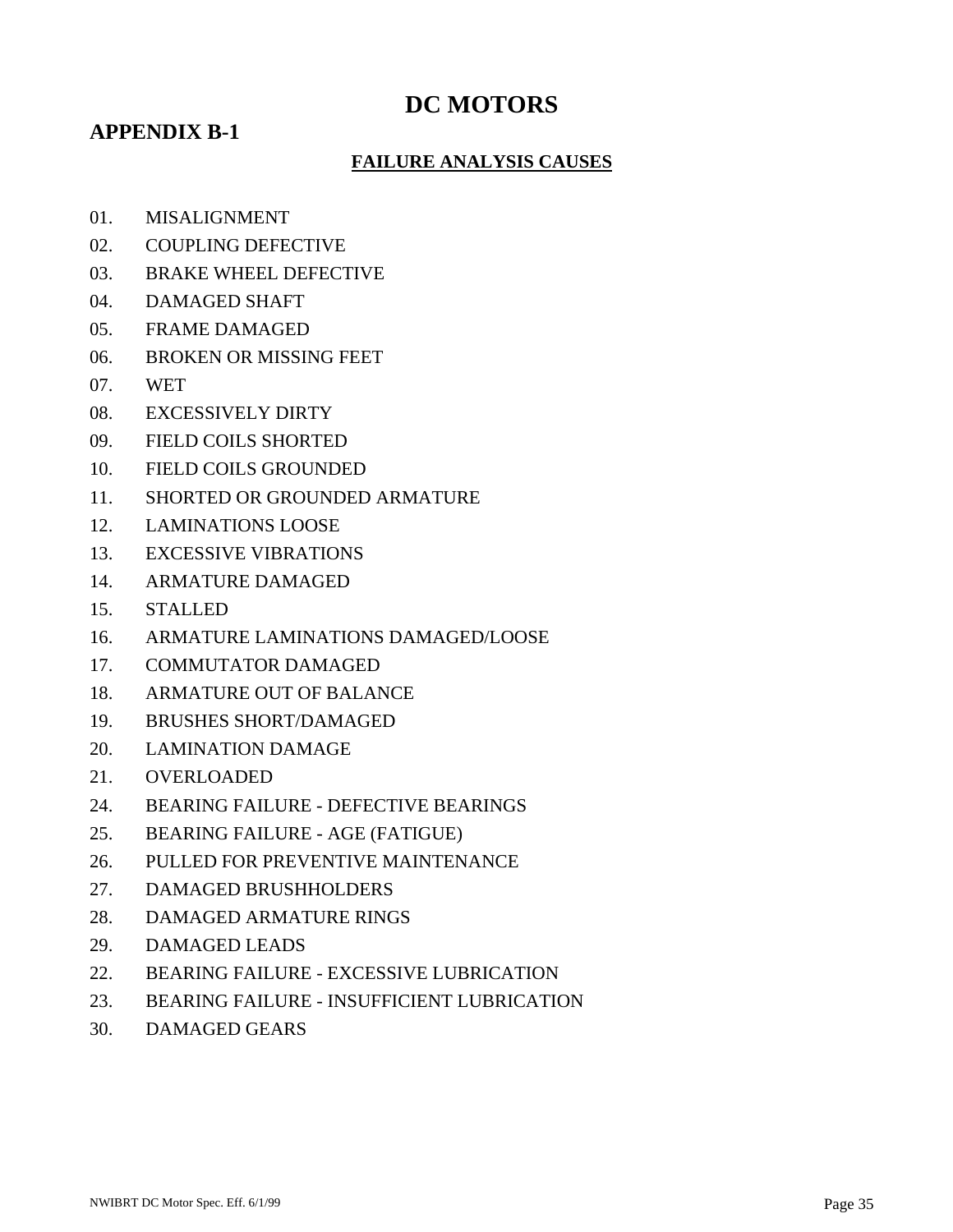# DC MOTORS

## APPENDIX B-1

### FAILURE ANALYSIS CAUSES

01. MISALIGNMENT
02. COUPLING DEFECTIVE
03. BRAKE WHEEL DEFECTIVE
04. DAMAGED SHAFT
05. FRAME DAMAGED
06. BROKEN OR MISSING FEET
07. WET
08. EXCESSIVELY DIRTY
09. FIELD COILS SHORTED
10. FIELD COILS GROUNDED
11. SHORTED OR GROUNDED ARMATURE
12. LAMINATIONS LOOSE
13. EXCESSIVE VIBRATIONS
14. ARMATURE DAMAGED
15. STALLED
16. ARMATURE LAMINATIONS DAMAGED/LOOSE
17. COMMUTATOR DAMAGED
18. ARMATURE OUT OF BALANCE
19. BRUSHES SHORT/DAMAGED
20. LAMINATION DAMAGE
21. OVERLOADED
24. BEARING FAILURE - DEFECTIVE BEARINGS
25. BEARING FAILURE - AGE (FATIGUE)
26. PULLED FOR PREVENTIVE MAINTENANCE
27. DAMAGED BRUSHHOLDERS
28. DAMAGED ARMATURE RINGS
29. DAMAGED LEADS
22. BEARING FAILURE - EXCESSIVE LUBRICATION
23. BEARING FAILURE - INSUFFICIENT LUBRICATION
30. DAMAGED GEARS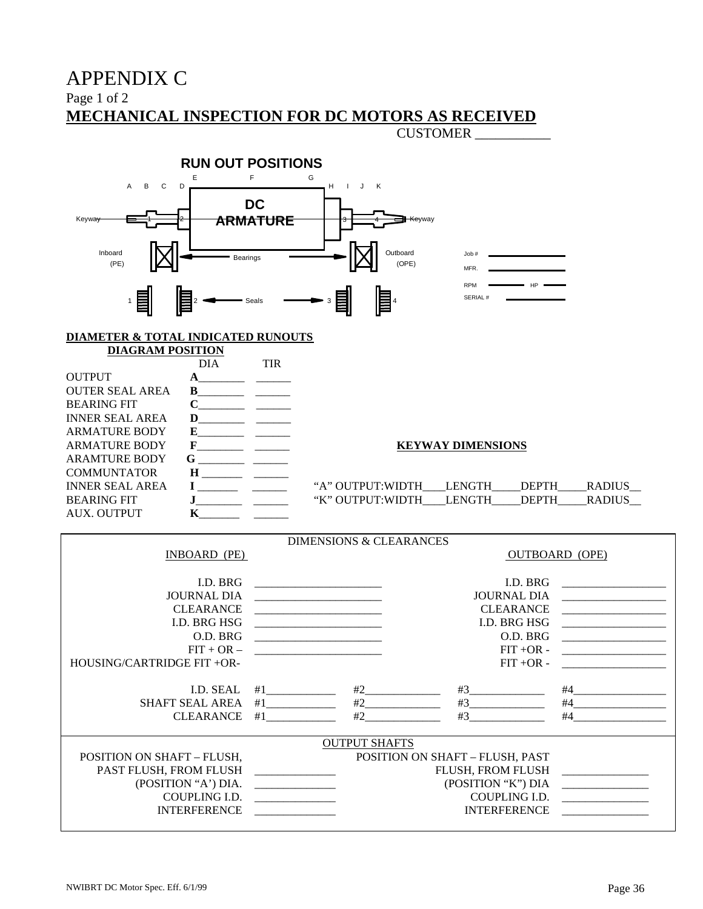# APPENDIX C

Page 1 of 2

## MECHANICAL INSPECTION FOR DC MOTORS AS RECEIVED

CUSTOMER ___________

**RUN OUT POSITIONS**

A B C D E F G H I J K

Keyway 1 2 **DC ARMATURE** 3 4 Keyway

Inboard (PE) Bearings Outboard (OPE)

1 2 Seals 3 4

Job # ____________

MFR. ____________

RPM ______ HP ______

SERIAL # ____________

**DIAMETER & TOTAL INDICATED RUNOUTS**

**DIAGRAM POSITION**

| | | DIA | TIR |
|---|---|---|---|
| OUTPUT | **A** | ________ | ______ |
| OUTER SEAL AREA | **B** | ________ | ______ |
| BEARING FIT | **C** | ________ | ______ |
| INNER SEAL AREA | **D** | ________ | ______ |
| ARMATURE BODY | **E** | ________ | ______ |
| ARMATURE BODY | **F** | ________ | ______ |
| ARAMTURE BODY | **G** | ________ | ______ |
| COMMUNTATOR | **H** | ________ | ______ |
| INNER SEAL AREA | **I** | ________ | ______ |
| BEARING FIT | **J** | ________ | ______ |
| AUX. OUTPUT | **K** | ________ | ______ |

**KEYWAY DIMENSIONS**

"A" OUTPUT:WIDTH____LENGTH_____DEPTH_____RADIUS__

"K" OUTPUT:WIDTH____LENGTH_____DEPTH_____RADIUS__

DIMENSIONS & CLEARANCES

| INBOARD (PE) | | | OUTBOARD (OPE) | |
|---|---|---|---|---|
| I.D. BRG | ____________________ | | I.D. BRG | ________________ |
| JOURNAL DIA | ____________________ | | JOURNAL DIA | ________________ |
| CLEARANCE | ____________________ | | CLEARANCE | ________________ |
| I.D. BRG HSG | ____________________ | | I.D. BRG HSG | ________________ |
| O.D. BRG | ____________________ | | O.D. BRG | ________________ |
| FIT + OR – | ____________________ | | FIT +OR - | ________________ |
| HOUSING/CARTRIDGE FIT +OR- | | | FIT +OR - | ________________ |

| | | | | |
|---|---|---|---|---|
| I.D. SEAL | #1___________ | #2_____________ | #3_____________ | #4_______________ |
| SHAFT SEAL AREA | #1___________ | #2_____________ | #3_____________ | #4_______________ |
| CLEARANCE | #1___________ | #2_____________ | #3_____________ | #4_______________ |

OUTPUT SHAFTS

| | | | |
|---|---|---|---|
| POSITION ON SHAFT – FLUSH, PAST FLUSH, FROM FLUSH | _____________ | POSITION ON SHAFT – FLUSH, PAST FLUSH, FROM FLUSH | ______________ |
| (POSITION "A') DIA. | _____________ | (POSITION "K") DIA | ______________ |
| COUPLING I.D. | _____________ | COUPLING I.D. | ______________ |
| INTERFERENCE | _____________ | INTERFERENCE | ______________ |

NWIBRT DC Motor Spec. Eff. 6/1/99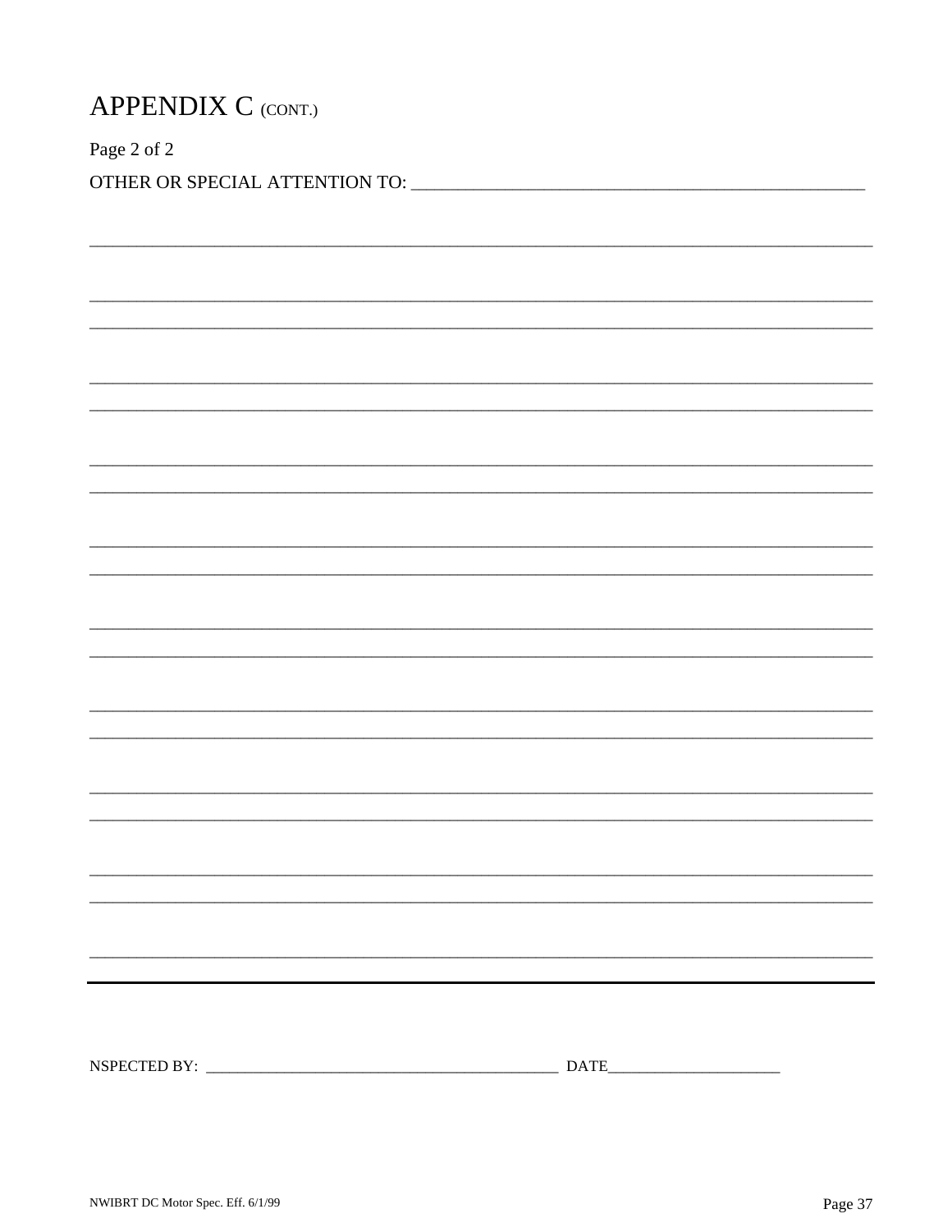# APPENDIX C (CONT.)

Page 2 of 2

OTHER OR SPECIAL ATTENTION TO: ______________________________________________________

_______________________________________________________________________________________

_______________________________________________________________________________________

_______________________________________________________________________________________

_______________________________________________________________________________________

_______________________________________________________________________________________

_______________________________________________________________________________________

_______________________________________________________________________________________

_______________________________________________________________________________________

_______________________________________________________________________________________

_______________________________________________________________________________________

_______________________________________________________________________________________

_______________________________________________________________________________________

_______________________________________________________________________________________

_______________________________________________________________________________________

_______________________________________________________________________________________

_______________________________________________________________________________________

_______________________________________________________________________________________

NSPECTED BY: ____________________________________________ DATE______________________

NWIBRT DC Motor Spec. Eff. 6/1/99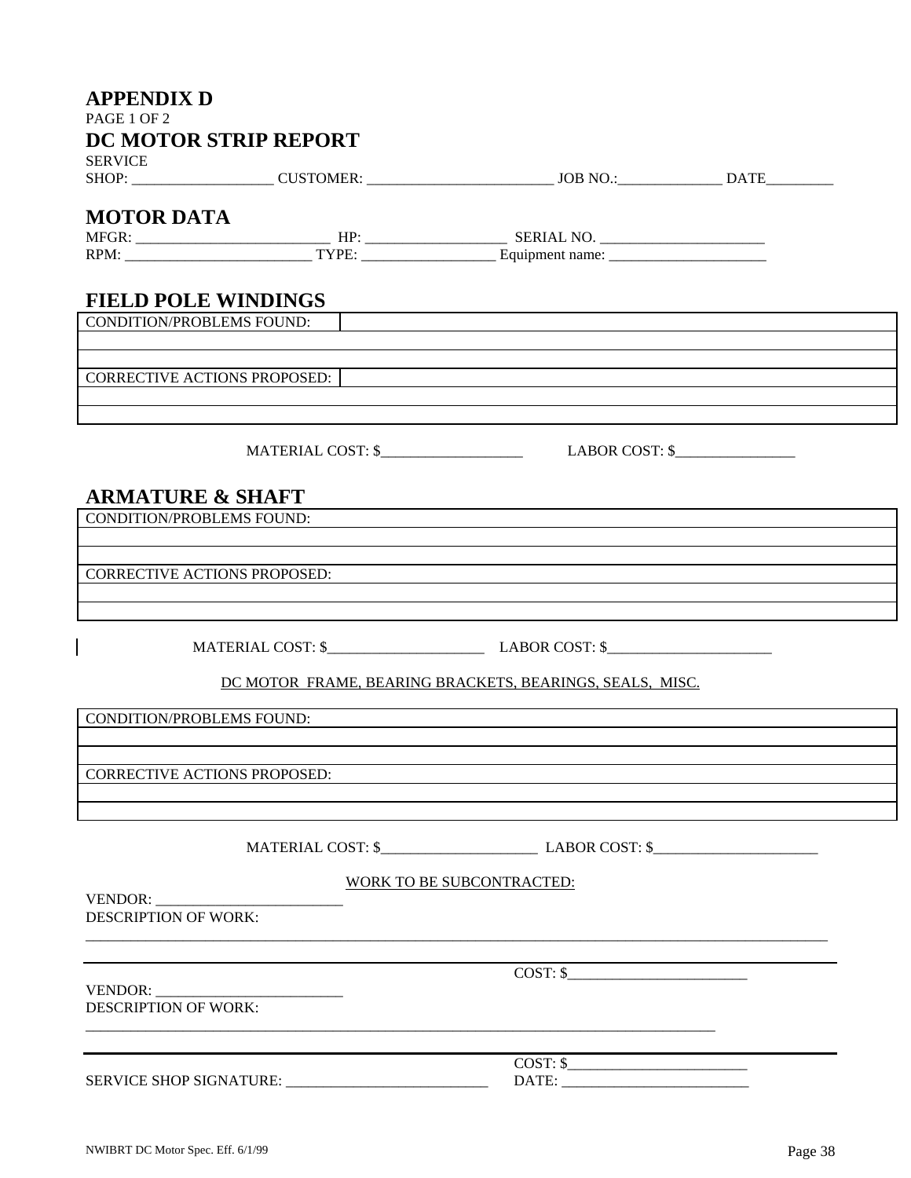# APPENDIX D

PAGE 1 OF 2

# DC MOTOR STRIP REPORT

SERVICE
SHOP: ___________________ CUSTOMER: _________________________ JOB NO.:______________ DATE_________

## MOTOR DATA

MFGR: __________________________ HP: ___________________ SERIAL NO. ______________________
RPM: _________________________ TYPE: __________________ Equipment name: _____________________

## FIELD POLE WINDINGS

| CONDITION/PROBLEMS FOUND: | |
|---|---|
| | |
| | |
| CORRECTIVE ACTIONS PROPOSED: | |
| | |
| | |

MATERIAL COST: $___________________ LABOR COST: $________________

## ARMATURE & SHAFT

| CONDITION/PROBLEMS FOUND: |
|---|
| |
| |
| CORRECTIVE ACTIONS PROPOSED: |
| |
| |

MATERIAL COST: $_____________________ LABOR COST: $______________________

DC MOTOR FRAME, BEARING BRACKETS, BEARINGS, SEALS, MISC.

| CONDITION/PROBLEMS FOUND: |
|---|
| |
| |
| CORRECTIVE ACTIONS PROPOSED: |
| |
| |

MATERIAL COST: $_____________________ LABOR COST: $______________________

WORK TO BE SUBCONTRACTED:

VENDOR: _________________________
DESCRIPTION OF WORK:
_______________________________________________________________________________________________

COST: $_________________________

VENDOR: _________________________
DESCRIPTION OF WORK:
__________________________________________________________________________________

COST: $_________________________

SERVICE SHOP SIGNATURE: ___________________________ DATE: __________________________

NWIBRT DC Motor Spec. Eff. 6/1/99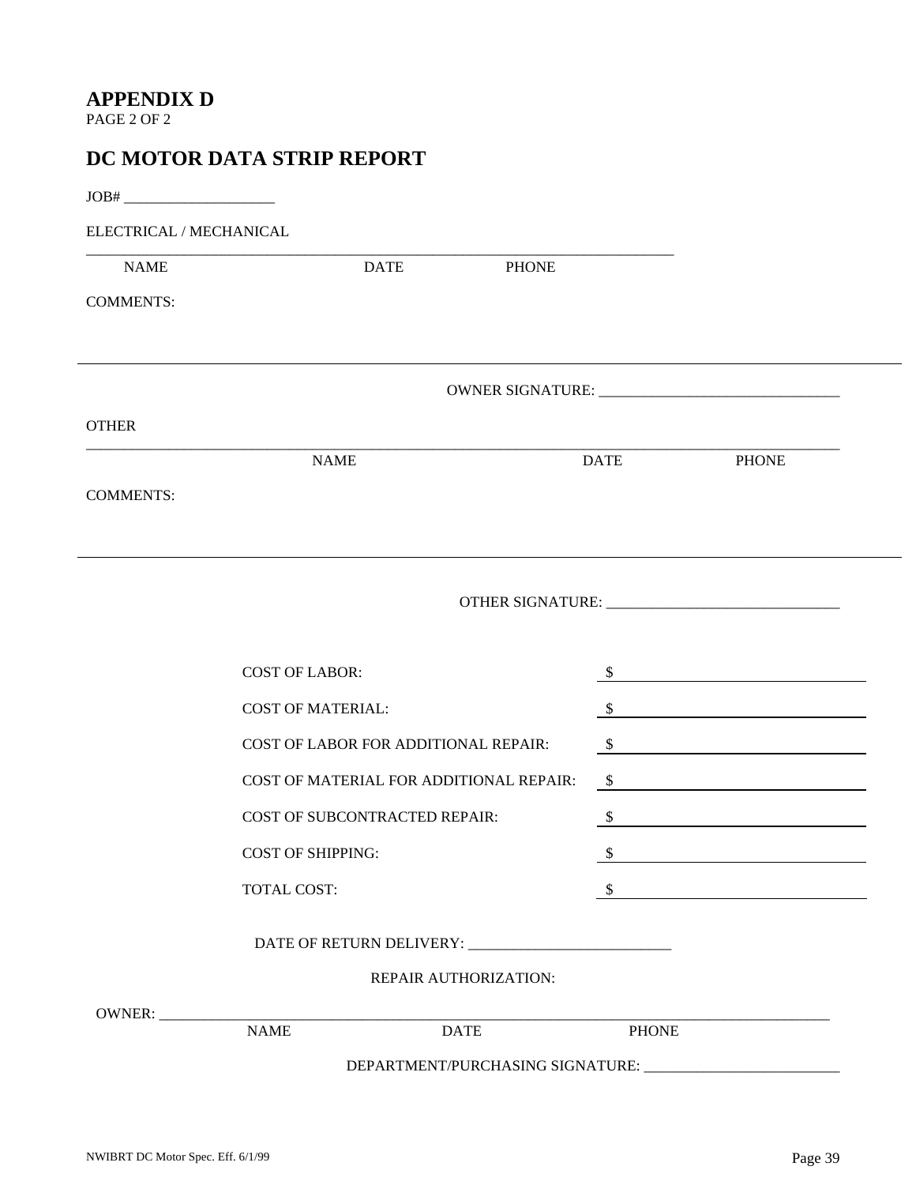# APPENDIX D

PAGE 2 OF 2

## DC MOTOR DATA STRIP REPORT

JOB# ____________________

ELECTRICAL / MECHANICAL

_______________________________________________________________________________

NAME DATE PHONE

COMMENTS:

---

OWNER SIGNATURE: _________________________________

OTHER

_______________________________________________________________________________

NAME DATE PHONE

COMMENTS:

---

OTHER SIGNATURE: _______________________________

| | |
|---|---|
| COST OF LABOR: | $ |
| COST OF MATERIAL: | $ |
| COST OF LABOR FOR ADDITIONAL REPAIR: | $ |
| COST OF MATERIAL FOR ADDITIONAL REPAIR: | $ |
| COST OF SUBCONTRACTED REPAIR: | $ |
| COST OF SHIPPING: | $ |
| TOTAL COST: | $ |

DATE OF RETURN DELIVERY: ___________________________

REPAIR AUTHORIZATION:

OWNER: _______________________________________________________________________________

NAME DATE PHONE

DEPARTMENT/PURCHASING SIGNATURE: __________________________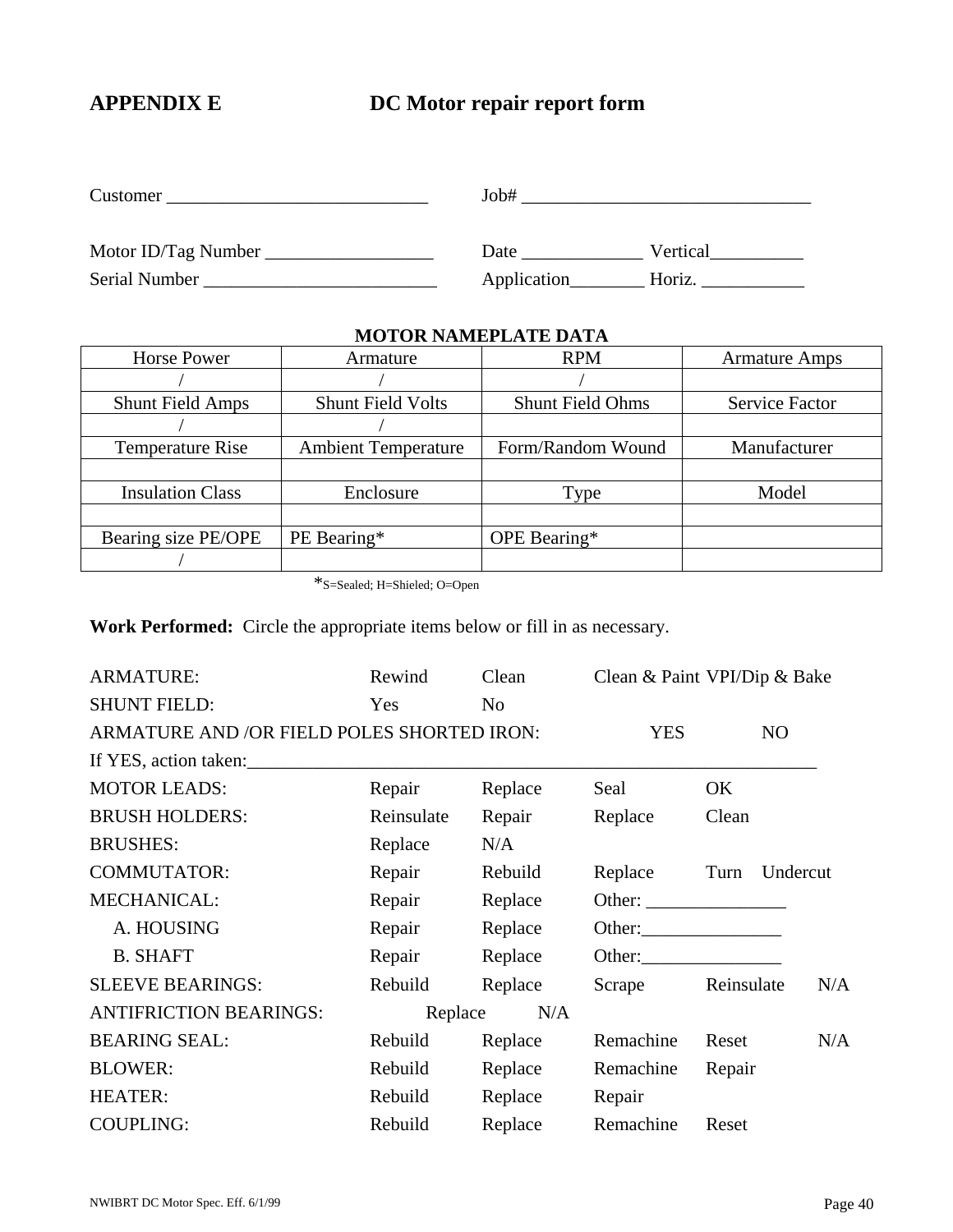# APPENDIX E DC Motor repair report form

Customer ____________________________ Job# _______________________________

Motor ID/Tag Number __________________ Date _____________ Vertical__________

Serial Number _________________________ Application________ Horiz. ___________

**MOTOR NAMEPLATE DATA**

| Horse Power | Armature | RPM | Armature Amps |
|---|---|---|---|
| / | / | / | |
| Shunt Field Amps | Shunt Field Volts | Shunt Field Ohms | Service Factor |
| / | / | | |
| Temperature Rise | Ambient Temperature | Form/Random Wound | Manufacturer |
| | | | |
| Insulation Class | Enclosure | Type | Model |
| | | | |
| Bearing size PE/OPE | PE Bearing* | OPE Bearing* | |
| / | | | |

*S=Sealed; H=Shielded; O=Open

**Work Performed:** Circle the appropriate items below or fill in as necessary.

ARMATURE: Rewind Clean Clean & Paint VPI/Dip & Bake

SHUNT FIELD: Yes No

ARMATURE AND /OR FIELD POLES SHORTED IRON: YES NO

If YES, action taken:_______________________________________________________________

MOTOR LEADS: Repair Replace Seal OK

BRUSH HOLDERS: Reinsulate Repair Replace Clean

BRUSHES: Replace N/A

COMMUTATOR: Repair Rebuild Replace Turn Undercut

MECHANICAL: Repair Replace Other: _______________

A. HOUSING Repair Replace Other:_______________

B. SHAFT Repair Replace Other:_______________

SLEEVE BEARINGS: Rebuild Replace Scrape Reinsulate N/A

ANTIFRICTION BEARINGS: Replace N/A

BEARING SEAL: Rebuild Replace Remachine Reset N/A

BLOWER: Rebuild Replace Remachine Repair

HEATER: Rebuild Replace Repair

COUPLING: Rebuild Replace Remachine Reset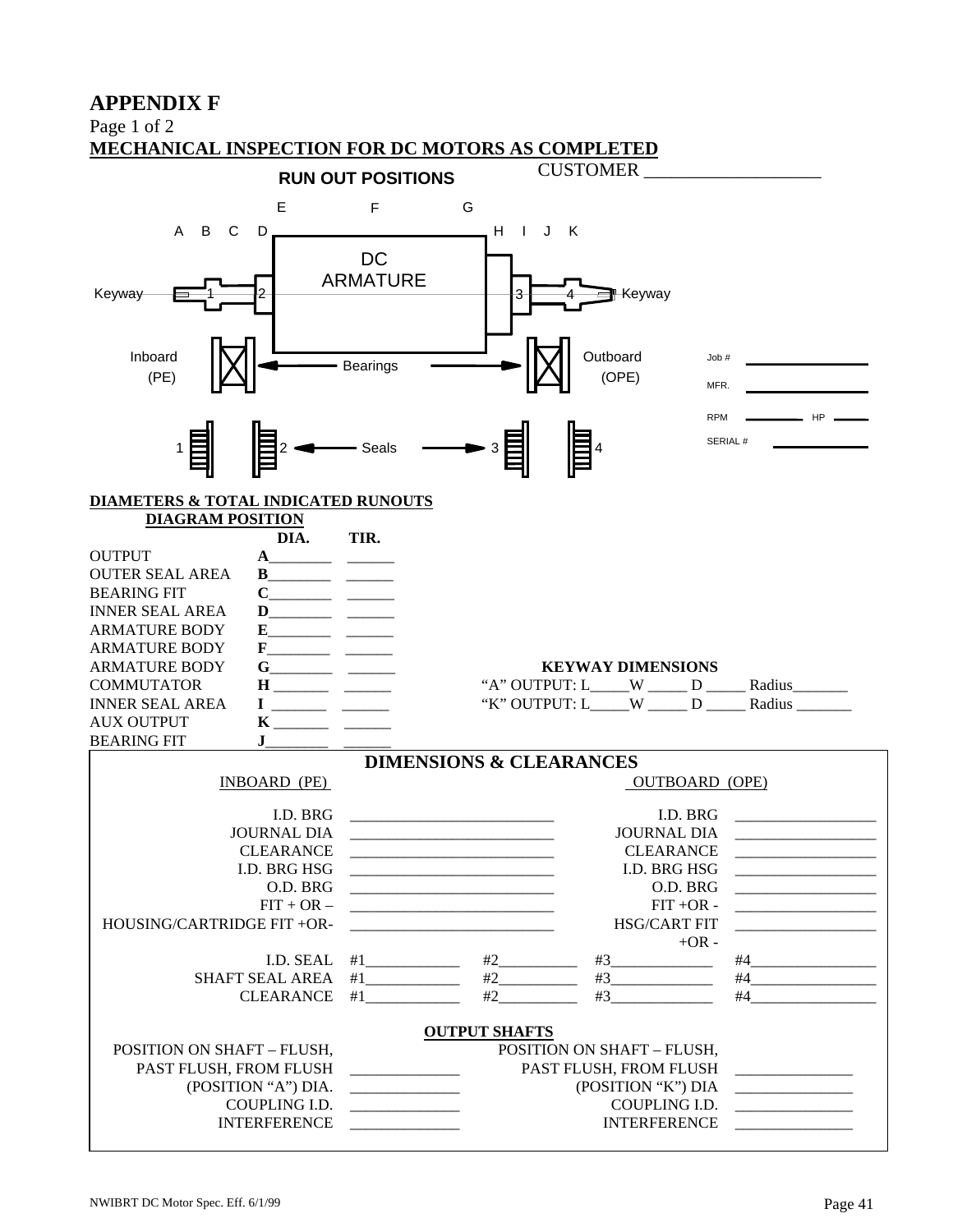# APPENDIX F

Page 1 of 2

**MECHANICAL INSPECTION FOR DC MOTORS AS COMPLETED**

CUSTOMER ___________________

**RUN OUT POSITIONS**

E F G

A B C D H I J K

DC ARMATURE

Keyway 1 2 3 4 Keyway

Inboard (PE) ← Bearings → Outboard (OPE)

1 2 ← Seals → 3 4

Job # ____________

MFR. ____________

RPM ______ HP ____

SERIAL # ____________

**DIAMETERS & TOTAL INDICATED RUNOUTS**

**DIAGRAM POSITION**

| | DIA. | TIR. |
|---|---|---|
| OUTPUT | **A**________ | ______ |
| OUTER SEAL AREA | **B**________ | ______ |
| BEARING FIT | **C**________ | ______ |
| INNER SEAL AREA | **D**________ | ______ |
| ARMATURE BODY | **E**________ | ______ |
| ARMATURE BODY | **F**________ | ______ |
| ARMATURE BODY | **G**________ | ______ |
| COMMUTATOR | **H** _______ | ______ |
| INNER SEAL AREA | **I** _______ | ______ |
| AUX OUTPUT | **K** _______ | ______ |
| BEARING FIT | **J**________ | ______ |

**KEYWAY DIMENSIONS**

"A" OUTPUT: L_____W _____ D _____ Radius_______

"K" OUTPUT: L_____W _____ D _____ Radius _______

## DIMENSIONS & CLEARANCES

| INBOARD (PE) | | | OUTBOARD (OPE) | |
|---|---|---|---|---|
| I.D. BRG | __________________________ | | I.D. BRG | __________________ |
| JOURNAL DIA | __________________________ | | JOURNAL DIA | __________________ |
| CLEARANCE | __________________________ | | CLEARANCE | __________________ |
| I.D. BRG HSG | __________________________ | | I.D. BRG HSG | __________________ |
| O.D. BRG | __________________________ | | O.D. BRG | __________________ |
| FIT + OR – | __________________________ | | FIT +OR - | __________________ |
| HOUSING/CARTRIDGE FIT +OR- | __________________________ | | HSG/CART FIT +OR - | __________________ |
| I.D. SEAL | #1____________ | #2__________ | #3_____________ | #4_________________ |
| SHAFT SEAL AREA | #1____________ | #2__________ | #3_____________ | #4_________________ |
| CLEARANCE | #1____________ | #2__________ | #3_____________ | #4_________________ |

**OUTPUT SHAFTS**

| | | | |
|---|---|---|---|
| POSITION ON SHAFT – FLUSH, PAST FLUSH, FROM FLUSH | ______________ | POSITION ON SHAFT – FLUSH, PAST FLUSH, FROM FLUSH | _______________ |
| (POSITION "A") DIA. | ______________ | (POSITION "K") DIA | _______________ |
| COUPLING I.D. | ______________ | COUPLING I.D. | _______________ |
| INTERFERENCE | ______________ | INTERFERENCE | _______________ |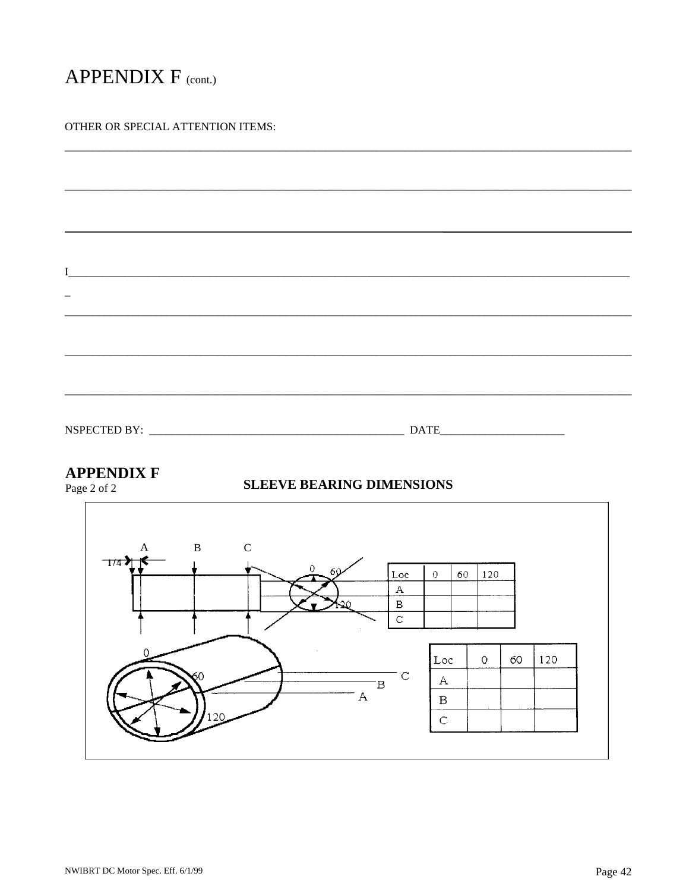# APPENDIX F (cont.)

OTHER OR SPECIAL ATTENTION ITEMS:

______________________________________________________________________________

______________________________________________________________________________

______________________________________________________________________________

I_____________________________________________________________________________
_

______________________________________________________________________________

______________________________________________________________________________

______________________________________________________________________________

NSPECTED BY: _______________________________________________ DATE______________________

## APPENDIX F

Page 2 of 2

### SLEEVE BEARING DIMENSIONS

A B C

1/4

0 60 120

| Loc | 0 | 60 | 120 |
|---|---|---|---|
| A | | | |
| B | | | |
| C | | | |

0 60 120

C B A

| Loc | 0 | 60 | 120 |
|---|---|---|---|
| A | | | |
| B | | | |
| C | | | |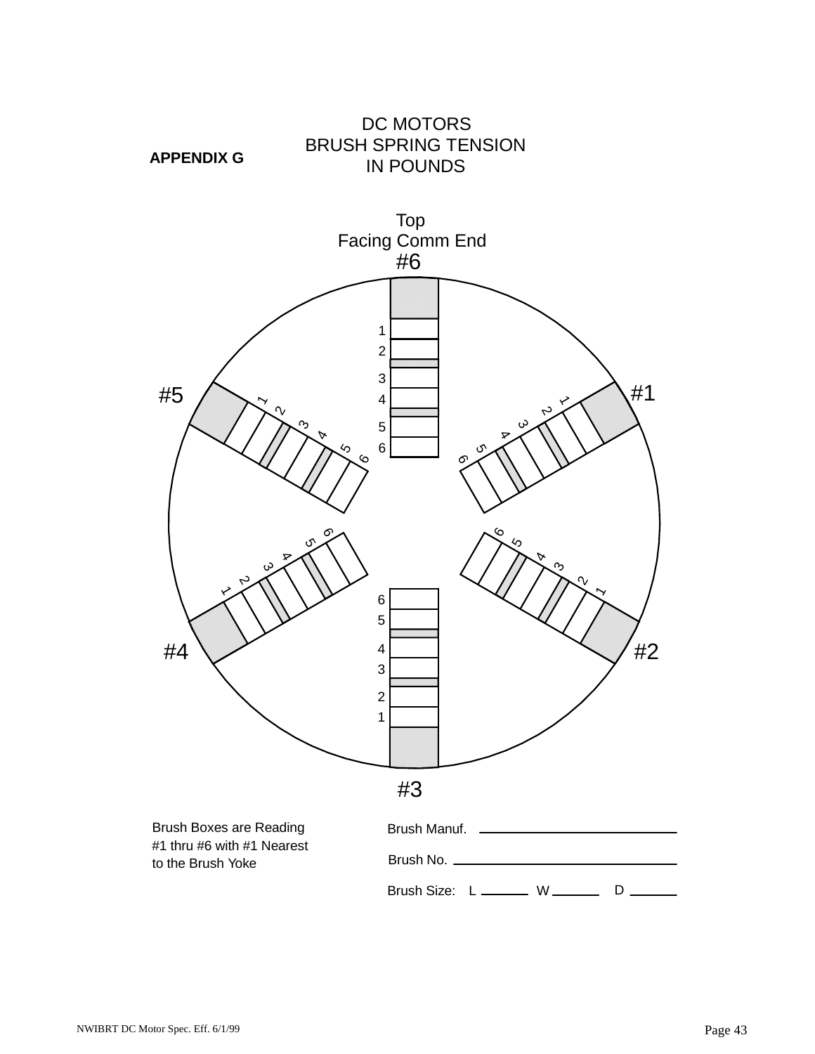**APPENDIX G**

# DC MOTORS
# BRUSH SPRING TENSION
# IN POUNDS

Top
Facing Comm End

#6

1
2
3
4
5
6

#5

1 2 3 4 5 6

#1

1 2 3 4 5 6

#4

1 2 3 4 5 6

#2

1 2 3 4 5 6

6
5
4
3
2
1

#3

Brush Boxes are Reading #1 thru #6 with #1 Nearest to the Brush Yoke

Brush Manuf. ______________________________

Brush No. ______________________________

Brush Size: L ______ W ______ D ______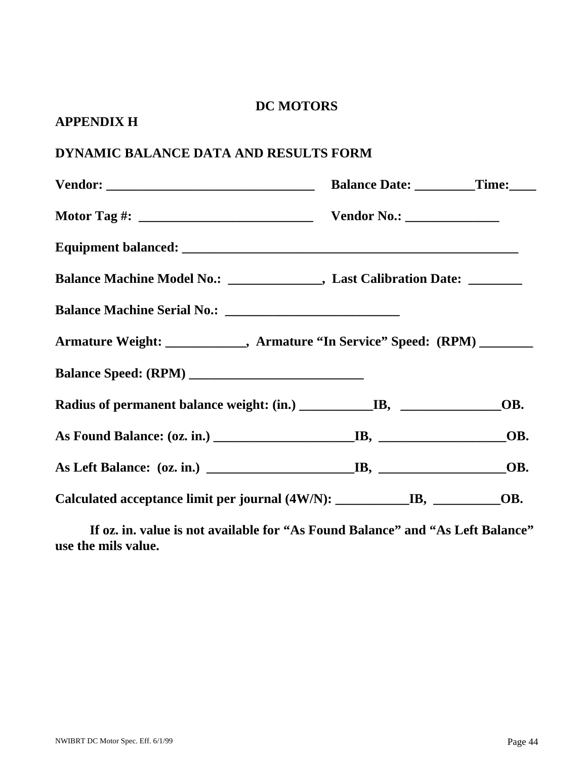**DC MOTORS**

## APPENDIX H

## DYNAMIC BALANCE DATA AND RESULTS FORM

**Vendor: _______________________________ Balance Date: _________Time:____**

**Motor Tag #: __________________________ Vendor No.: ______________**

**Equipment balanced: ___________________________________________________**

**Balance Machine Model No.: ______________, Last Calibration Date: ________**

**Balance Machine Serial No.: __________________________**

**Armature Weight: ____________, Armature "In Service" Speed: (RPM) ________**

**Balance Speed: (RPM) __________________________**

**Radius of permanent balance weight: (in.) ___________IB, _______________OB.**

**As Found Balance: (oz. in.) _____________________IB, ___________________OB.**

**As Left Balance: (oz. in.) ______________________IB, ___________________OB.**

**Calculated acceptance limit per journal (4W/N): ___________IB, __________OB.**

**If oz. in. value is not available for "As Found Balance" and "As Left Balance" use the mils value.**